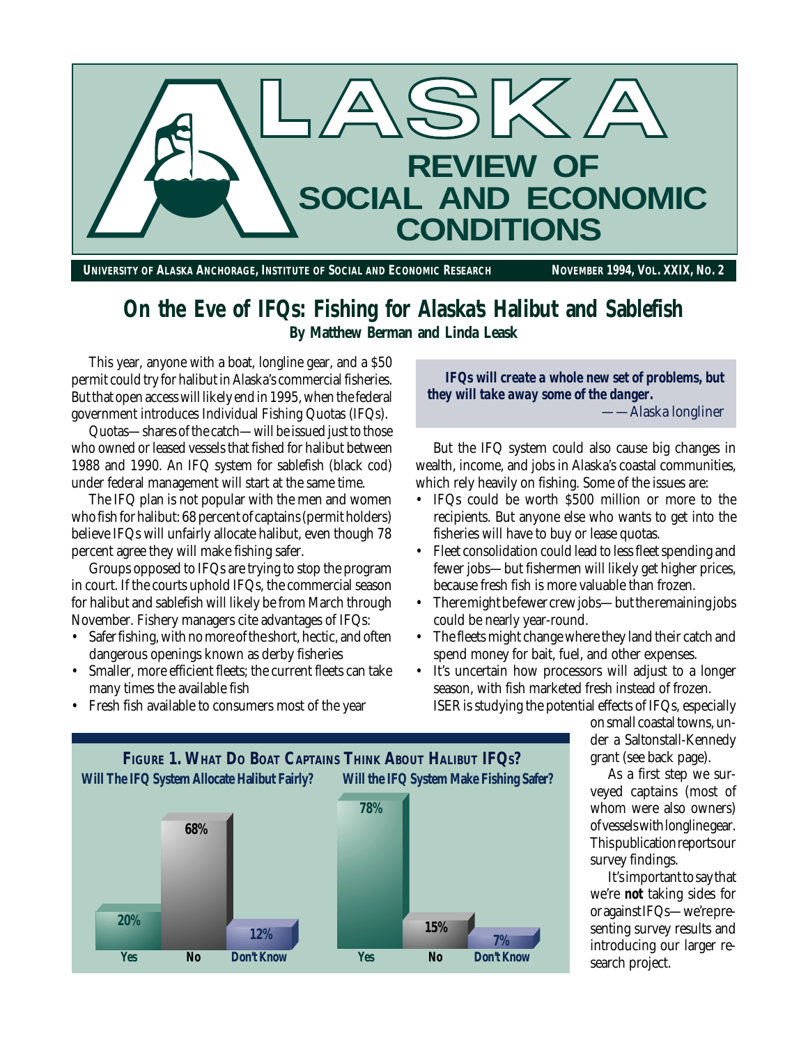# ALASKA REVIEW OF SOCIAL AND ECONOMIC CONDITIONS

**UNIVERSITY OF ALASKA ANCHORAGE, INSTITUTE OF SOCIAL AND ECONOMIC RESEARCH** — **NOVEMBER 1994, VOL. XXIX, NO. 2**

## On the Eve of IFQs: Fishing for Alaska's Halibut and Sablefish

**By Matthew Berman and Linda Leask**

This year, anyone with a boat, longline gear, and a $50 permit could try for halibut in Alaska's commercial fisheries. But that open access will likely end in 1995, when the federal government introduces Individual Fishing Quotas (IFQs).

Quotas—shares of the catch—will be issued just to those who owned or leased vessels that fished for halibut between 1988 and 1990. An IFQ system for sablefish (black cod) under federal management will start at the same time.

The IFQ plan is not popular with the men and women who fish for halibut: 68 percent of captains (permit holders) believe IFQs will unfairly allocate halibut, even though 78 percent agree they will make fishing safer.

Groups opposed to IFQs are trying to stop the program in court. If the courts uphold IFQs, the commercial season for halibut and sablefish will likely be from March through November. Fishery managers cite advantages of IFQs:

- Safer fishing, with no more of the short, hectic, and often dangerous openings known as derby fisheries
- Smaller, more efficient fleets; the current fleets can take many times the available fish
- Fresh fish available to consumers most of the year

> ***IFQs will create a whole new set of problems, but they will take away some of the danger.***
>
> *——Alaska longliner*

But the IFQ system could also cause big changes in wealth, income, and jobs in Alaska's coastal communities, which rely heavily on fishing. Some of the issues are:

- IFQs could be worth $500 million or more to the recipients. But anyone else who wants to get into the fisheries will have to buy or lease quotas.
- Fleet consolidation could lead to less fleet spending and fewer jobs—but fishermen will likely get higher prices, because fresh fish is more valuable than frozen.
- There might be fewer crew jobs—but the remaining jobs could be nearly year-round.
- The fleets might change where they land their catch and spend money for bait, fuel, and other expenses.
- It's uncertain how processors will adjust to a longer season, with fish marketed fresh instead of frozen.

ISER is studying the potential effects of IFQs, especially on small coastal towns, under a Saltonstall-Kennedy grant (see back page).

As a first step we surveyed captains (most of whom were also owners) of vessels with longline gear. This publication reports our survey findings.

It's important to say that we're **not** taking sides for or against IFQs—we're presenting survey results and introducing our larger research project.

**FIGURE 1. WHAT DO BOAT CAPTAINS THINK ABOUT HALIBUT IFQS?**

| | Yes | No | Don't Know |
|---|---|---|---|
| Will The IFQ System Allocate Halibut Fairly? | 20% | 68% | 12% |
| Will the IFQ System Make Fishing Safer? | 78% | 15% | 7% |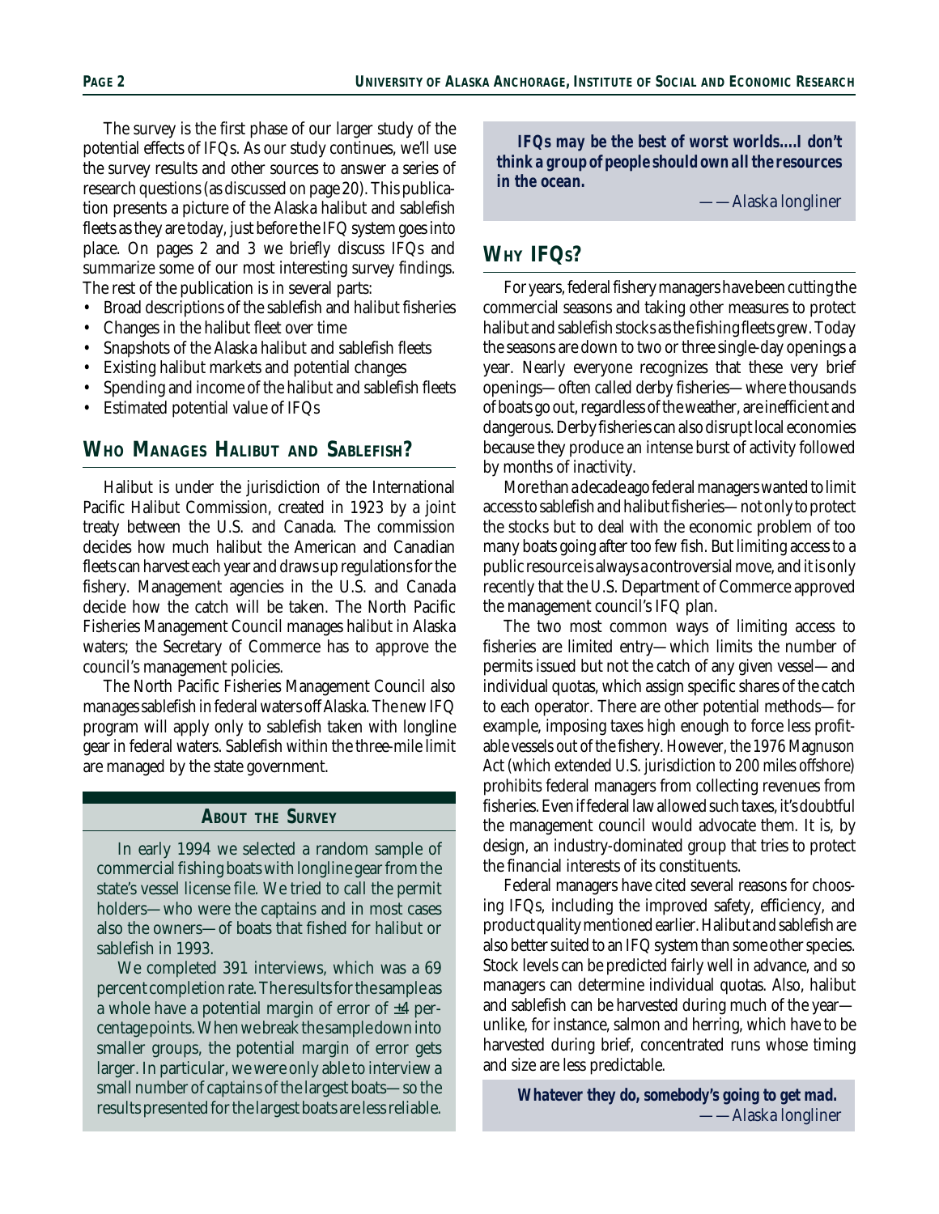The survey is the first phase of our larger study of the potential effects of IFQs. As our study continues, we'll use the survey results and other sources to answer a series of research questions (as discussed on page 20). This publication presents a picture of the Alaska halibut and sablefish fleets as they are today, just before the IFQ system goes into place. On pages 2 and 3 we briefly discuss IFQs and summarize some of our most interesting survey findings. The rest of the publication is in several parts:

- Broad descriptions of the sablefish and halibut fisheries
- Changes in the halibut fleet over time
- Snapshots of the Alaska halibut and sablefish fleets
- Existing halibut markets and potential changes
- Spending and income of the halibut and sablefish fleets
- Estimated potential value of IFQs

## Who Manages Halibut and Sablefish?

Halibut is under the jurisdiction of the International Pacific Halibut Commission, created in 1923 by a joint treaty between the U.S. and Canada. The commission decides how much halibut the American and Canadian fleets can harvest each year and draws up regulations for the fishery. Management agencies in the U.S. and Canada decide how the catch will be taken. The North Pacific Fisheries Management Council manages halibut in Alaska waters; the Secretary of Commerce has to approve the council's management policies.

The North Pacific Fisheries Management Council also manages sablefish in federal waters off Alaska. The new IFQ program will apply only to sablefish taken with longline gear in federal waters. Sablefish within the three-mile limit are managed by the state government.

### About the Survey

In early 1994 we selected a random sample of commercial fishing boats with longline gear from the state's vessel license file. We tried to call the permit holders—who were the captains and in most cases also the owners—of boats that fished for halibut or sablefish in 1993.

We completed 391 interviews, which was a 69 percent completion rate. The results for the sample as a whole have a potential margin of error of ±4 percentage points. When we break the sample down into smaller groups, the potential margin of error gets larger. In particular, we were only able to interview a small number of captains of the largest boats—so the results presented for the largest boats are less reliable.

> ***IFQs may be the best of worst worlds....I don't think a group of people should own all the resources in the ocean.***
>
> ——Alaska longliner

## Why IFQs?

For years, federal fishery managers have been cutting the commercial seasons and taking other measures to protect halibut and sablefish stocks as the fishing fleets grew. Today the seasons are down to two or three single-day openings a year. Nearly everyone recognizes that these very brief openings—often called derby fisheries—where thousands of boats go out, regardless of the weather, are inefficient and dangerous. Derby fisheries can also disrupt local economies because they produce an intense burst of activity followed by months of inactivity.

More than a decade ago federal managers wanted to limit access to sablefish and halibut fisheries—not only to protect the stocks but to deal with the economic problem of too many boats going after too few fish. But limiting access to a public resource is always a controversial move, and it is only recently that the U.S. Department of Commerce approved the management council's IFQ plan.

The two most common ways of limiting access to fisheries are limited entry—which limits the number of permits issued but not the catch of any given vessel—and individual quotas, which assign specific shares of the catch to each operator. There are other potential methods—for example, imposing taxes high enough to force less profitable vessels out of the fishery. However, the 1976 Magnuson Act (which extended U.S. jurisdiction to 200 miles offshore) prohibits federal managers from collecting revenues from fisheries. Even if federal law allowed such taxes, it's doubtful the management council would advocate them. It is, by design, an industry-dominated group that tries to protect the financial interests of its constituents.

Federal managers have cited several reasons for choosing IFQs, including the improved safety, efficiency, and product quality mentioned earlier. Halibut and sablefish are also better suited to an IFQ system than some other species. Stock levels can be predicted fairly well in advance, and so managers can determine individual quotas. Also, halibut and sablefish can be harvested during much of the year—unlike, for instance, salmon and herring, which have to be harvested during brief, concentrated runs whose timing and size are less predictable.

> ***Whatever they do, somebody's going to get mad.***
>
> ——Alaska longliner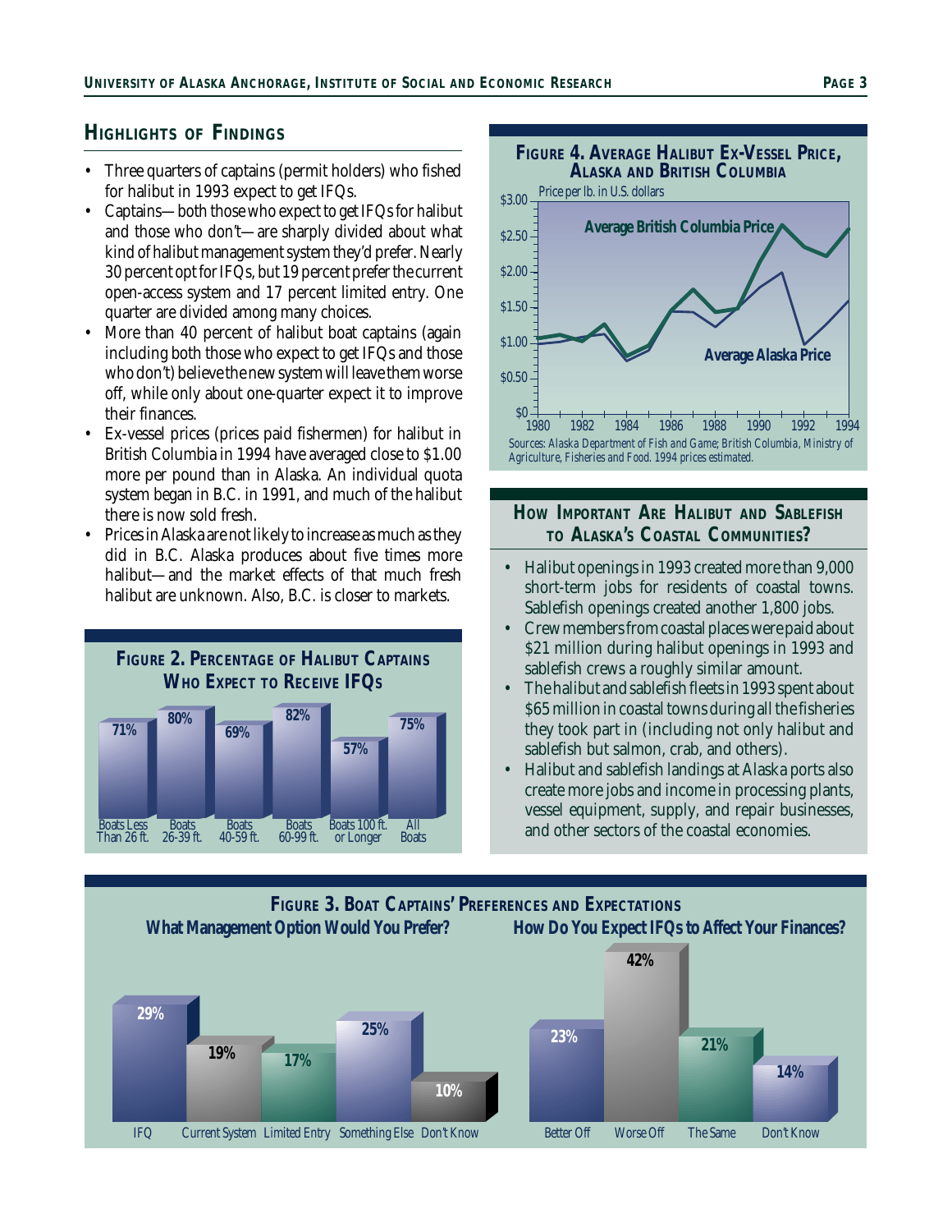## Highlights of Findings

- Three quarters of captains (permit holders) who fished for halibut in 1993 expect to get IFQs.
- Captains—both those who expect to get IFQs for halibut and those who don't—are sharply divided about what kind of halibut management system they'd prefer. Nearly 30 percent opt for IFQs, but 19 percent prefer the current open-access system and 17 percent limited entry. One quarter are divided among many choices.
- More than 40 percent of halibut boat captains (again including both those who expect to get IFQs and those who don't) believe the new system will leave them worse off, while only about one-quarter expect it to improve their finances.
- Ex-vessel prices (prices paid fishermen) for halibut in British Columbia in 1994 have averaged close to $1.00 more per pound than in Alaska. An individual quota system began in B.C. in 1991, and much of the halibut there is now sold fresh.
- Prices in Alaska are not likely to increase as much as they did in B.C. Alaska produces about five times more halibut—and the market effects of that much fresh halibut are unknown. Also, B.C. is closer to markets.

### Figure 2. Percentage of Halibut Captains Who Expect to Receive IFQs

| Boats Less Than 26 ft. | Boats 26-39 ft. | Boats 40-59 ft. | Boats 60-99 ft. | Boats 100 ft. or Longer | All Boats |
|---|---|---|---|---|---|
| 71% | 80% | 69% | 82% | 57% | 75% |

### Figure 4. Average Halibut Ex-Vessel Price, Alaska and British Columbia

Price per lb. in U.S. dollars

Average British Columbia Price; Average Alaska Price (1980–1994)

Sources: Alaska Department of Fish and Game; British Columbia, Ministry of Agriculture, Fisheries and Food. 1994 prices estimated.

### How Important Are Halibut and Sablefish to Alaska's Coastal Communities?

- Halibut openings in 1993 created more than 9,000 short-term jobs for residents of coastal towns. Sablefish openings created another 1,800 jobs.
- Crew members from coastal places were paid about $21 million during halibut openings in 1993 and sablefish crews a roughly similar amount.
- The halibut and sablefish fleets in 1993 spent about $65 million in coastal towns during all the fisheries they took part in (including not only halibut and sablefish but salmon, crab, and others).
- Halibut and sablefish landings at Alaska ports also create more jobs and income in processing plants, vessel equipment, supply, and repair businesses, and other sectors of the coastal economies.

### Figure 3. Boat Captains' Preferences and Expectations

**What Management Option Would You Prefer?**

| IFQ | Current System | Limited Entry | Something Else | Don't Know |
|---|---|---|---|---|
| 29% | 19% | 17% | 25% | 10% |

**How Do You Expect IFQs to Affect Your Finances?**

| Better Off | Worse Off | The Same | Don't Know |
|---|---|---|---|
| 23% | 42% | 21% | 14% |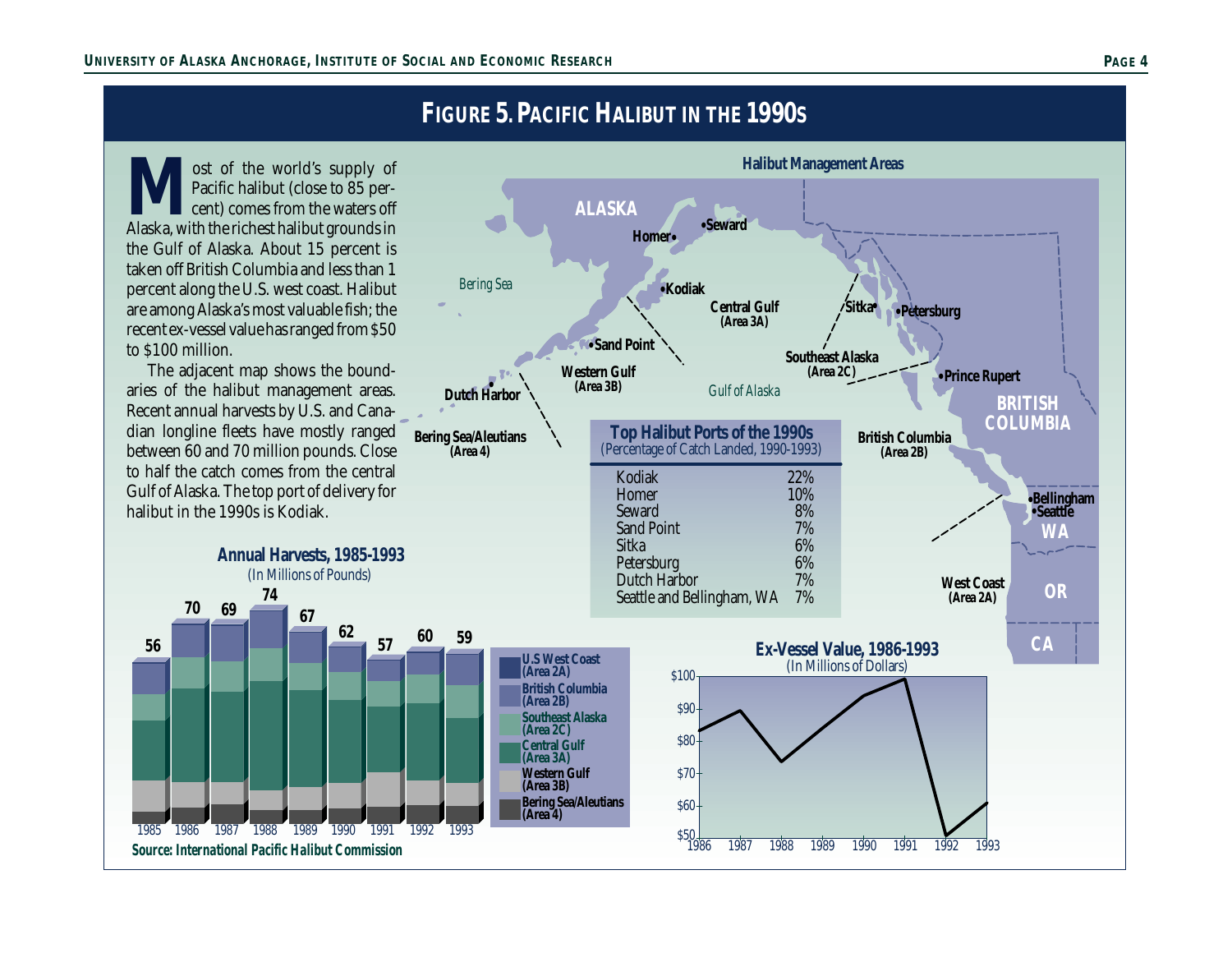# FIGURE 5. PACIFIC HALIBUT IN THE 1990S

Most of the world's supply of Pacific halibut (close to 85 percent) comes from the waters off Alaska, with the richest halibut grounds in the Gulf of Alaska. About 15 percent is taken off British Columbia and less than 1 percent along the U.S. west coast. Halibut are among Alaska's most valuable fish; the recent ex-vessel value has ranged from $50 to $100 million.

The adjacent map shows the boundaries of the halibut management areas. Recent annual harvests by U.S. and Canadian longline fleets have mostly ranged between 60 and 70 million pounds. Close to half the catch comes from the central Gulf of Alaska. The top port of delivery for halibut in the 1990s is Kodiak.

### Halibut Management Areas

Map labels: ALASKA; BRITISH COLUMBIA; WA; OR; CA; Bering Sea; Gulf of Alaska; Homer; Seward; Kodiak; Sand Point; Dutch Harbor; Sitka; Petersburg; Prince Rupert; Bellingham; Seattle; Bering Sea/Aleutians (Area 4); Western Gulf (Area 3B); Central Gulf (Area 3A); Southeast Alaska (Area 2C); British Columbia (Area 2B); West Coast (Area 2A)

### Top Halibut Ports of the 1990s
(Percentage of Catch Landed, 1990-1993)

| Port | Percentage |
|---|---|
| Kodiak | 22% |
| Homer | 10% |
| Seward | 8% |
| Sand Point | 7% |
| Sitka | 6% |
| Petersburg | 6% |
| Dutch Harbor | 7% |
| Seattle and Bellingham, WA | 7% |

### Annual Harvests, 1985-1993
(In Millions of Pounds)

| Year | 1985 | 1986 | 1987 | 1988 | 1989 | 1990 | 1991 | 1992 | 1993 |
|---|---|---|---|---|---|---|---|---|---|
| Total | 56 | 70 | 69 | 74 | 67 | 62 | 57 | 60 | 59 |

Legend: U.S West Coast (Area 2A); British Columbia (Area 2B); Southeast Alaska (Area 2C); Central Gulf (Area 3A); Western Gulf (Area 3B); Bering Sea/Aleutians (Area 4)

### Ex-Vessel Value, 1986-1993
(In Millions of Dollars)

Axis: $50–$100; years 1986–1993

**Source: International Pacific Halibut Commission**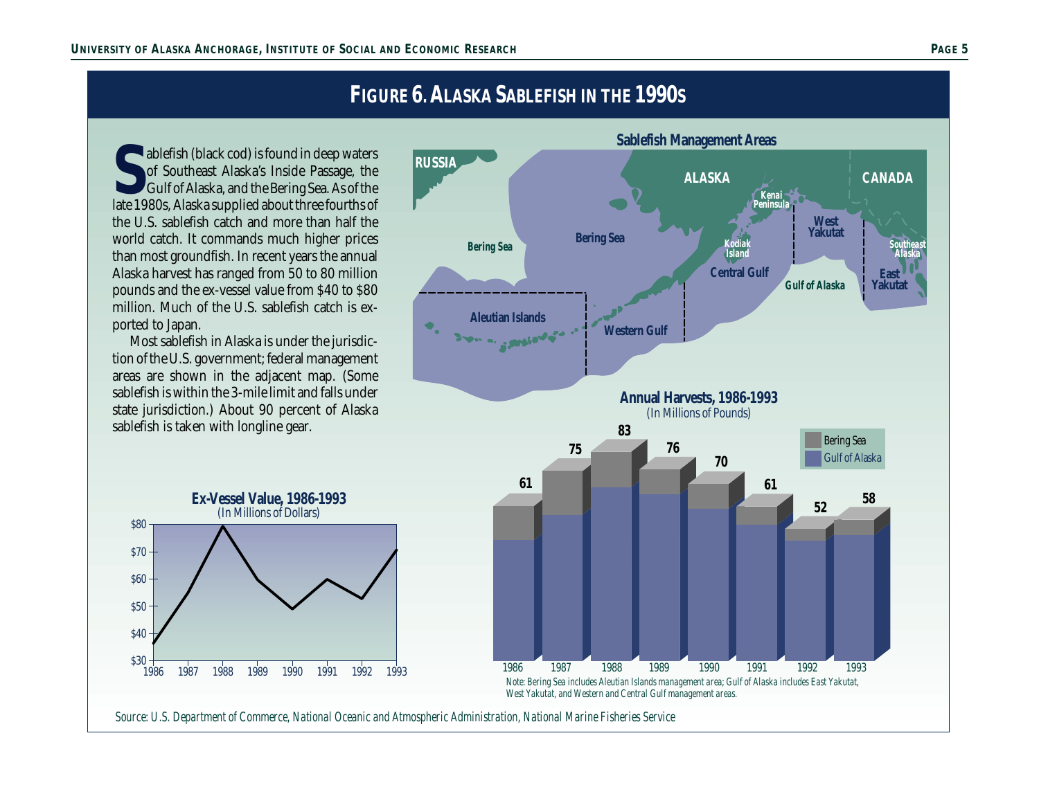# Figure 6. Alaska Sablefish in the 1990s

Sablefish (black cod) is found in deep waters of Southeast Alaska's Inside Passage, the Gulf of Alaska, and the Bering Sea. As of the late 1980s, Alaska supplied about three fourths of the U.S. sablefish catch and more than half the world catch. It commands much higher prices than most groundfish. In recent years the annual Alaska harvest has ranged from 50 to 80 million pounds and the ex-vessel value from $40 to $80 million. Much of the U.S. sablefish catch is exported to Japan.

Most sablefish in Alaska is under the jurisdiction of the U.S. government; federal management areas are shown in the adjacent map. (Some sablefish is within the 3-mile limit and falls under state jurisdiction.) About 90 percent of Alaska sablefish is taken with longline gear.

## Sablefish Management Areas

RUSSIA, ALASKA, CANADA, Bering Sea, Aleutian Islands, Western Gulf, Central Gulf, Kodiak Island, Kenai Peninsula, West Yakutat, East Yakutat, Southeast Alaska, Gulf of Alaska

## Annual Harvests, 1986-1993

(In Millions of Pounds)

| Year | Total |
|---|---|
| 1986 | 61 |
| 1987 | 75 |
| 1988 | 83 |
| 1989 | 76 |
| 1990 | 70 |
| 1991 | 61 |
| 1992 | 52 |
| 1993 | 58 |

Legend: Bering Sea; Gulf of Alaska

*Note: Bering Sea includes Aleutian Islands management area; Gulf of Alaska includes East Yakutat, West Yakutat, and Western and Central Gulf management areas.*

## Ex-Vessel Value, 1986-1993

(In Millions of Dollars)

Y-axis: $30 to $80; X-axis: 1986 to 1993

*Source: U.S. Department of Commerce, National Oceanic and Atmospheric Administration, National Marine Fisheries Service*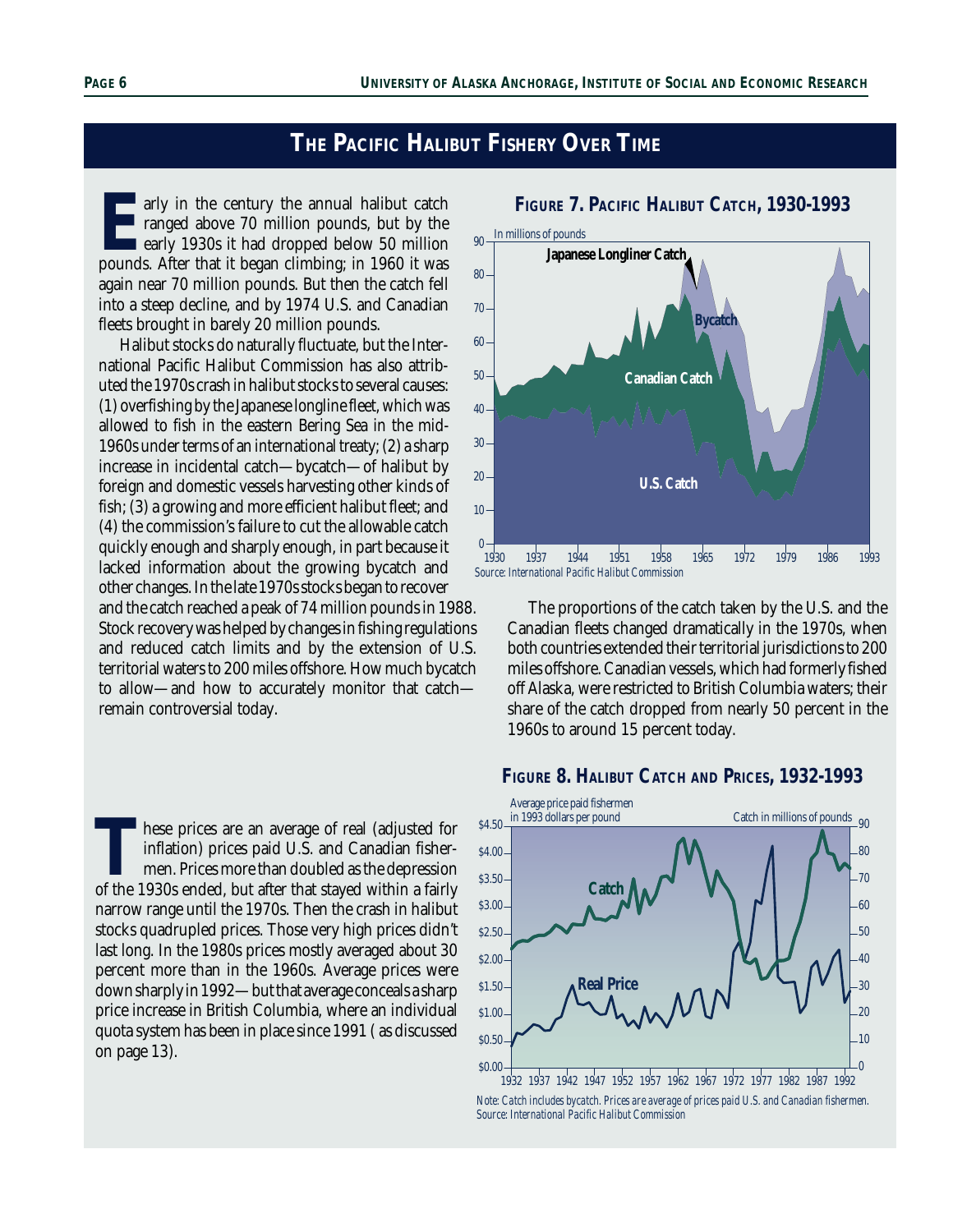# The Pacific Halibut Fishery Over Time

Early in the century the annual halibut catch ranged above 70 million pounds, but by the early 1930s it had dropped below 50 million pounds. After that it began climbing; in 1960 it was again near 70 million pounds. But then the catch fell into a steep decline, and by 1974 U.S. and Canadian fleets brought in barely 20 million pounds.

Halibut stocks do naturally fluctuate, but the International Pacific Halibut Commission has also attributed the 1970s crash in halibut stocks to several causes: (1) overfishing by the Japanese longline fleet, which was allowed to fish in the eastern Bering Sea in the mid-1960s under terms of an international treaty; (2) a sharp increase in incidental catch—bycatch—of halibut by foreign and domestic vessels harvesting other kinds of fish; (3) a growing and more efficient halibut fleet; and (4) the commission's failure to cut the allowable catch quickly enough and sharply enough, in part because it lacked information about the growing bycatch and other changes. In the late 1970s stocks began to recover and the catch reached a peak of 74 million pounds in 1988. Stock recovery was helped by changes in fishing regulations and reduced catch limits and by the extension of U.S. territorial waters to 200 miles offshore. How much bycatch to allow—and how to accurately monitor that catch—remain controversial today.

**Figure 7. Pacific Halibut Catch, 1930-1993**

*Source: International Pacific Halibut Commission*

The proportions of the catch taken by the U.S. and the Canadian fleets changed dramatically in the 1970s, when both countries extended their territorial jurisdictions to 200 miles offshore. Canadian vessels, which had formerly fished off Alaska, were restricted to British Columbia waters; their share of the catch dropped from nearly 50 percent in the 1960s to around 15 percent today.

These prices are an average of real (adjusted for inflation) prices paid U.S. and Canadian fishermen. Prices more than doubled as the depression of the 1930s ended, but after that stayed within a fairly narrow range until the 1970s. Then the crash in halibut stocks quadrupled prices. Those very high prices didn't last long. In the 1980s prices mostly averaged about 30 percent more than in the 1960s. Average prices were down sharply in 1992—but that average conceals a sharp price increase in British Columbia, where an individual quota system has been in place since 1991 ( as discussed on page 13).

**Figure 8. Halibut Catch and Prices, 1932-1993**

*Note: Catch includes bycatch. Prices are average of prices paid U.S. and Canadian fishermen.*
*Source: International Pacific Halibut Commission*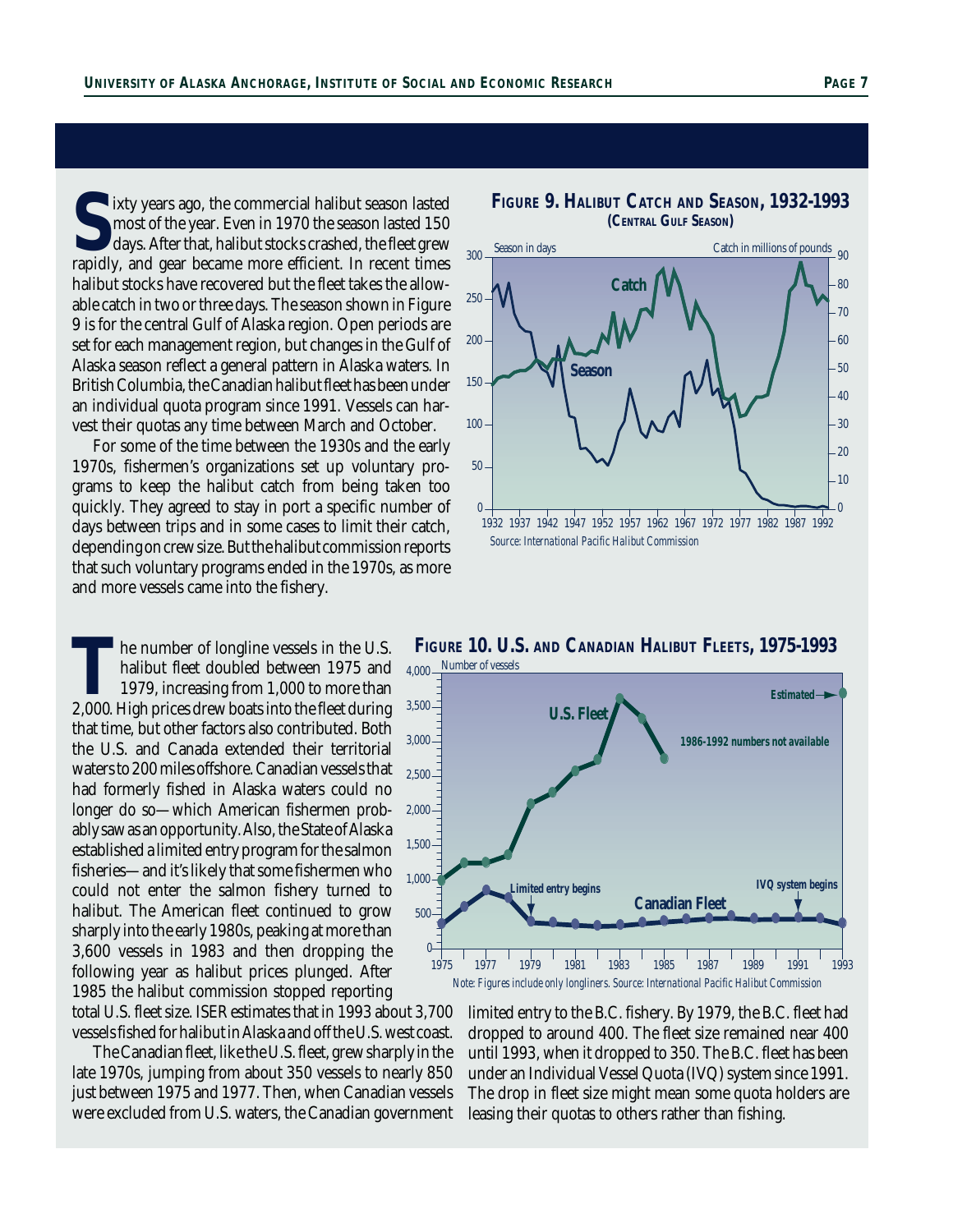Sixty years ago, the commercial halibut season lasted most of the year. Even in 1970 the season lasted 150 days. After that, halibut stocks crashed, the fleet grew rapidly, and gear became more efficient. In recent times halibut stocks have recovered but the fleet takes the allowable catch in two or three days. The season shown in Figure 9 is for the central Gulf of Alaska region. Open periods are set for each management region, but changes in the Gulf of Alaska season reflect a general pattern in Alaska waters. In British Columbia, the Canadian halibut fleet has been under an individual quota program since 1991. Vessels can harvest their quotas any time between March and October.

For some of the time between the 1930s and the early 1970s, fishermen's organizations set up voluntary programs to keep the halibut catch from being taken too quickly. They agreed to stay in port a specific number of days between trips and in some cases to limit their catch, depending on crew size. But the halibut commission reports that such voluntary programs ended in the 1970s, as more and more vessels came into the fishery.

**Figure 9. Halibut Catch and Season, 1932-1993 (Central Gulf Season)**

Source: International Pacific Halibut Commission

The number of longline vessels in the U.S. halibut fleet doubled between 1975 and 1979, increasing from 1,000 to more than 2,000. High prices drew boats into the fleet during that time, but other factors also contributed. Both the U.S. and Canada extended their territorial waters to 200 miles offshore. Canadian vessels that had formerly fished in Alaska waters could no longer do so—which American fishermen probably saw as an opportunity. Also, the State of Alaska established a limited entry program for the salmon fisheries—and it's likely that some fishermen who could not enter the salmon fishery turned to halibut. The American fleet continued to grow sharply into the early 1980s, peaking at more than 3,600 vessels in 1983 and then dropping the following year as halibut prices plunged. After 1985 the halibut commission stopped reporting total U.S. fleet size. ISER estimates that in 1993 about 3,700 vessels fished for halibut in Alaska and off the U.S. west coast.

The Canadian fleet, like the U.S. fleet, grew sharply in the late 1970s, jumping from about 350 vessels to nearly 850 just between 1975 and 1977. Then, when Canadian vessels were excluded from U.S. waters, the Canadian government limited entry to the B.C. fishery. By 1979, the B.C. fleet had dropped to around 400. The fleet size remained near 400 until 1993, when it dropped to 350. The B.C. fleet has been under an Individual Vessel Quota (IVQ) system since 1991. The drop in fleet size might mean some quota holders are leasing their quotas to others rather than fishing.

**Figure 10. U.S. and Canadian Halibut Fleets, 1975-1993**

*Note: Figures include only longliners. Source: International Pacific Halibut Commission*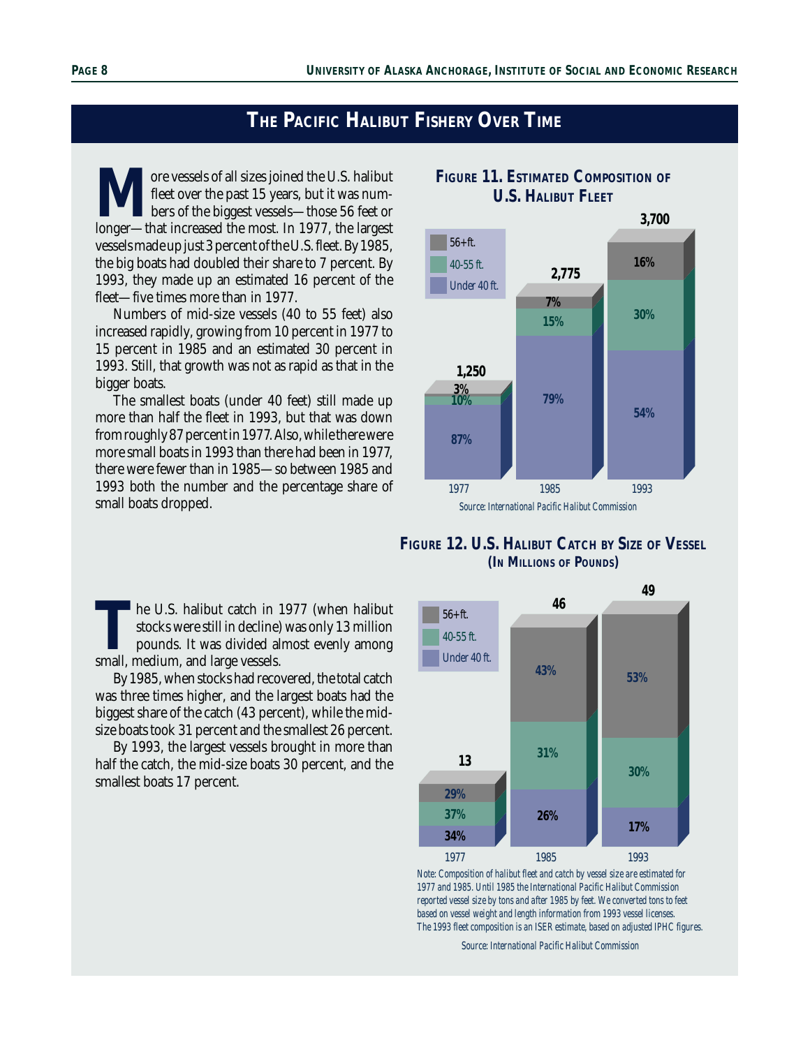## The Pacific Halibut Fishery Over Time

More vessels of all sizes joined the U.S. halibut fleet over the past 15 years, but it was numbers of the biggest vessels—those 56 feet or longer—that increased the most. In 1977, the largest vessels made up just 3 percent of the U.S. fleet. By 1985, the big boats had doubled their share to 7 percent. By 1993, they made up an estimated 16 percent of the fleet—five times more than in 1977.

Numbers of mid-size vessels (40 to 55 feet) also increased rapidly, growing from 10 percent in 1977 to 15 percent in 1985 and an estimated 30 percent in 1993. Still, that growth was not as rapid as that in the bigger boats.

The smallest boats (under 40 feet) still made up more than half the fleet in 1993, but that was down from roughly 87 percent in 1977. Also, while there were more small boats in 1993 than there had been in 1977, there were fewer than in 1985—so between 1985 and 1993 both the number and the percentage share of small boats dropped.

**Figure 11. Estimated Composition of U.S. Halibut Fleet**

| | 1977 | 1985 | 1993 |
|---|---|---|---|
| Total vessels | 1,250 | 2,775 | 3,700 |
| 56+ ft. | 3% | 7% | 16% |
| 40-55 ft. | 10% | 15% | 30% |
| Under 40 ft. | 87% | 79% | 54% |

*Source: International Pacific Halibut Commission*

The U.S. halibut catch in 1977 (when halibut stocks were still in decline) was only 13 million pounds. It was divided almost evenly among small, medium, and large vessels.

By 1985, when stocks had recovered, the total catch was three times higher, and the largest boats had the biggest share of the catch (43 percent), while the mid-size boats took 31 percent and the smallest 26 percent.

By 1993, the largest vessels brought in more than half the catch, the mid-size boats 30 percent, and the smallest boats 17 percent.

**Figure 12. U.S. Halibut Catch by Size of Vessel (In Millions of Pounds)**

| | 1977 | 1985 | 1993 |
|---|---|---|---|
| Total catch | 13 | 46 | 49 |
| 56+ ft. | 29% | 43% | 53% |
| 40-55 ft. | 37% | 31% | 30% |
| Under 40 ft. | 34% | 26% | 17% |

*Note: Composition of halibut fleet and catch by vessel size are estimated for 1977 and 1985. Until 1985 the International Pacific Halibut Commission reported vessel size by tons and after 1985 by feet. We converted tons to feet based on vessel weight and length information from 1993 vessel licenses. The 1993 fleet composition is an ISER estimate, based on adjusted IPHC figures.*

*Source: International Pacific Halibut Commission*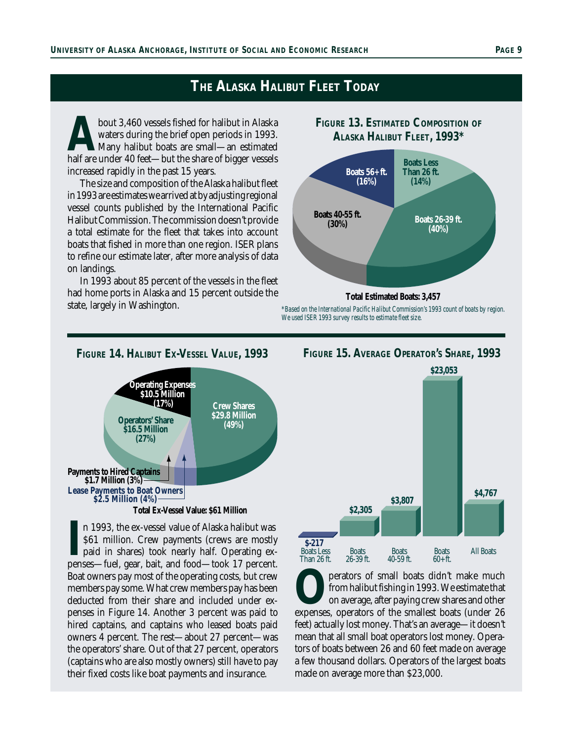## THE ALASKA HALIBUT FLEET TODAY

About 3,460 vessels fished for halibut in Alaska waters during the brief open periods in 1993. Many halibut boats are small—an estimated half are under 40 feet—but the share of bigger vessels increased rapidly in the past 15 years.

The size and composition of the Alaska halibut fleet in 1993 are estimates we arrived at by adjusting regional vessel counts published by the International Pacific Halibut Commission. The commission doesn't provide a total estimate for the fleet that takes into account boats that fished in more than one region. ISER plans to refine our estimate later, after more analysis of data on landings.

In 1993 about 85 percent of the vessels in the fleet had home ports in Alaska and 15 percent outside the state, largely in Washington.

### FIGURE 13. ESTIMATED COMPOSITION OF ALASKA HALIBUT FLEET, 1993*

| Category | Share |
|---|---|
| Boats Less Than 26 ft. | 14% |
| Boats 26-39 ft. | 40% |
| Boats 40-55 ft. | 30% |
| Boats 56+ ft. | 16% |

**Total Estimated Boats: 3,457**

*Based on the International Pacific Halibut Commission's 1993 count of boats by region. We used ISER 1993 survey results to estimate fleet size.

### FIGURE 14. HALIBUT EX-VESSEL VALUE, 1993

| Category | Value | Share |
|---|---|---|
| Crew Shares | $29.8 Million | 49% |
| Operators' Share | $16.5 Million | 27% |
| Operating Expenses | $10.5 Million | 17% |
| Lease Payments to Boat Owners | $2.5 Million | 4% |
| Payments to Hired Captains | $1.7 Million | 3% |

**Total Ex-Vessel Value: $61 Million**

In 1993, the ex-vessel value of Alaska halibut was $61 million. Crew payments (crews are mostly paid in shares) took nearly half. Operating expenses—fuel, gear, bait, and food—took 17 percent. Boat owners pay most of the operating costs, but crew members pay some. What crew members pay has been deducted from their share and included under expenses in Figure 14. Another 3 percent was paid to hired captains, and captains who leased boats paid owners 4 percent. The rest—about 27 percent—was the operators' share. Out of that 27 percent, operators (captains who are also mostly owners) still have to pay their fixed costs like boat payments and insurance.

### FIGURE 15. AVERAGE OPERATOR'S SHARE, 1993

| Boats Less Than 26 ft. | Boats 26-39 ft. | Boats 40-59 ft. | Boats 60+ ft. | All Boats |
|---|---|---|---|---|
| $-217 | $2,305 | $3,807 | $23,053 | $4,767 |

Operators of small boats didn't make much from halibut fishing in 1993. We estimate that on average, after paying crew shares and other expenses, operators of the smallest boats (under 26 feet) actually lost money. That's an average—it doesn't mean that all small boat operators lost money. Operators of boats between 26 and 60 feet made on average a few thousand dollars. Operators of the largest boats made on average more than $23,000.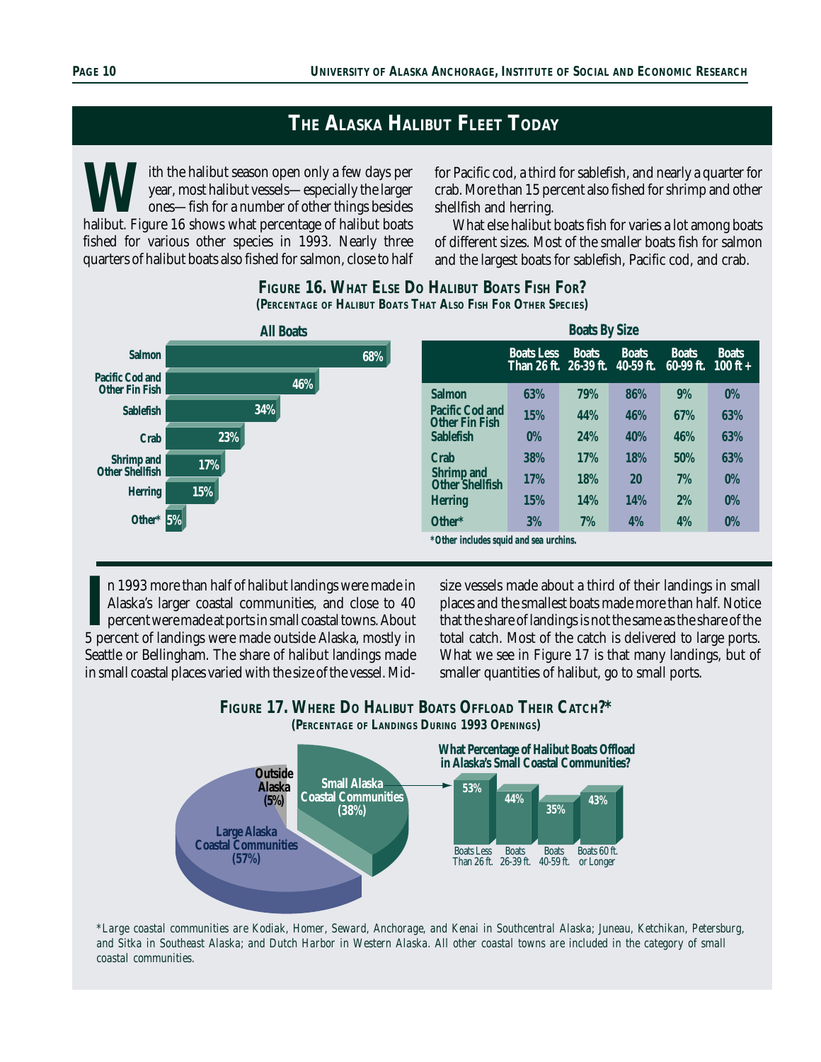## The Alaska Halibut Fleet Today

With the halibut season open only a few days per year, most halibut vessels—especially the larger ones—fish for a number of other things besides halibut. Figure 16 shows what percentage of halibut boats fished for various other species in 1993. Nearly three quarters of halibut boats also fished for salmon, close to half for Pacific cod, a third for sablefish, and nearly a quarter for crab. More than 15 percent also fished for shrimp and other shellfish and herring.

What else halibut boats fish for varies a lot among boats of different sizes. Most of the smaller boats fish for salmon and the largest boats for sablefish, Pacific cod, and crab.

**Figure 16. What Else Do Halibut Boats Fish For?**
**(Percentage of Halibut Boats That Also Fish For Other Species)**

**All Boats**

| Species | All Boats |
|---|---|
| Salmon | 68% |
| Pacific Cod and Other Fin Fish | 46% |
| Sablefish | 34% |
| Crab | 23% |
| Shrimp and Other Shellfish | 17% |
| Herring | 15% |
| Other* | 5% |

**Boats By Size**

| | Boats Less Than 26 ft. | Boats 26-39 ft. | Boats 40-59 ft. | Boats 60-99 ft. | Boats 100 ft + |
|---|---|---|---|---|---|
| Salmon | 63% | 79% | 86% | 9% | 0% |
| Pacific Cod and Other Fin Fish | 15% | 44% | 46% | 67% | 63% |
| Sablefish | 0% | 24% | 40% | 46% | 63% |
| Crab | 38% | 17% | 18% | 50% | 63% |
| Shrimp and Other Shellfish | 17% | 18% | 20 | 7% | 0% |
| Herring | 15% | 14% | 14% | 2% | 0% |
| Other* | 3% | 7% | 4% | 4% | 0% |

*Other includes squid and sea urchins.

In 1993 more than half of halibut landings were made in Alaska's larger coastal communities, and close to 40 percent were made at ports in small coastal towns. About 5 percent of landings were made outside Alaska, mostly in Seattle or Bellingham. The share of halibut landings made in small coastal places varied with the size of the vessel. Mid-size vessels made about a third of their landings in small places and the smallest boats made more than half. Notice that the share of landings is not the same as the share of the total catch. Most of the catch is delivered to large ports. What we see in Figure 17 is that many landings, but of smaller quantities of halibut, go to small ports.

**Figure 17. Where Do Halibut Boats Offload Their Catch?***
**(Percentage of Landings During 1993 Openings)**

| Location | Percentage |
|---|---|
| Large Alaska Coastal Communities | 57% |
| Small Alaska Coastal Communities | 38% |
| Outside Alaska | 5% |

**What Percentage of Halibut Boats Offload in Alaska's Small Coastal Communities?**

| Boats Less Than 26 ft. | Boats 26-39 ft. | Boats 40-59 ft. | Boats 60 ft. or Longer |
|---|---|---|---|
| 53% | 44% | 35% | 43% |

*Large coastal communities are Kodiak, Homer, Seward, Anchorage, and Kenai in Southcentral Alaska; Juneau, Ketchikan, Petersburg, and Sitka in Southeast Alaska; and Dutch Harbor in Western Alaska. All other coastal towns are included in the category of small coastal communities.*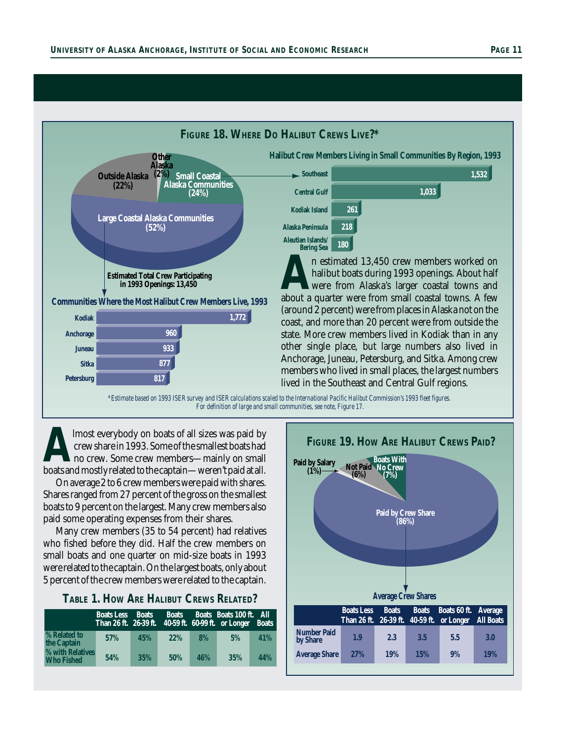## Figure 18. Where Do Halibut Crews Live?*

Outside Alaska (22%)
Other Alaska (2%)
Small Coastal Alaska Communities (24%)
Large Coastal Alaska Communities (52%)

Estimated Total Crew Participating in 1993 Openings: 13,450

**Halibut Crew Members Living in Small Communities By Region, 1993**

| Region | Crew Members |
|---|---|
| Southeast | 1,532 |
| Central Gulf | 1,033 |
| Kodiak Island | 261 |
| Alaska Peninsula | 218 |
| Aleutian Islands/ Bering Sea | 180 |

**Communities Where the Most Halibut Crew Members Live, 1993**

| Community | Crew Members |
|---|---|
| Kodiak | 1,772 |
| Anchorage | 960 |
| Juneau | 933 |
| Sitka | 877 |
| Petersburg | 817 |

An estimated 13,450 crew members worked on halibut boats during 1993 openings. About half were from Alaska's larger coastal towns and about a quarter were from small coastal towns. A few (around 2 percent) were from places in Alaska not on the coast, and more than 20 percent were from outside the state. More crew members lived in Kodiak than in any other single place, but large numbers also lived in Anchorage, Juneau, Petersburg, and Sitka. Among crew members who lived in small places, the largest numbers lived in the Southeast and Central Gulf regions.

*Estimate based on 1993 ISER survey and ISER calculations scaled to the International Pacific Halibut Commission's 1993 fleet figures. For definition of large and small communities, see note, Figure 17.

Almost everybody on boats of all sizes was paid by crew share in 1993. Some of the smallest boats had no crew. Some crew members—mainly on small boats and mostly related to the captain—weren't paid at all.

On average 2 to 6 crew members were paid with shares. Shares ranged from 27 percent of the gross on the smallest boats to 9 percent on the largest. Many crew members also paid some operating expenses from their shares.

Many crew members (35 to 54 percent) had relatives who fished before they did. Half the crew members on small boats and one quarter on mid-size boats in 1993 were related to the captain. On the largest boats, only about 5 percent of the crew members were related to the captain.

### Table 1. How Are Halibut Crews Related?

| | Boats Less Than 26 ft. | Boats 26-39 ft. | Boats 40-59 ft. | Boats 60-99 ft. | Boats 100 ft. or Longer | All Boats |
|---|---|---|---|---|---|---|
| % Related to the Captain | 57% | 45% | 22% | 8% | 5% | 41% |
| % with Relatives Who Fished | 54% | 35% | 50% | 46% | 35% | 44% |

## Figure 19. How Are Halibut Crews Paid?

Paid by Salary (1%)
Not Paid (6%)
Boats With No Crew (7%)
Paid by Crew Share (86%)

**Average Crew Shares**

| | Boats Less Than 26 ft. | Boats 26-39 ft. | Boats 40-59 ft. | Boats 60 ft. or Longer | Average All Boats |
|---|---|---|---|---|---|
| Number Paid by Share | 1.9 | 2.3 | 3.5 | 5.5 | 3.0 |
| Average Share | 27% | 19% | 15% | 9% | 19% |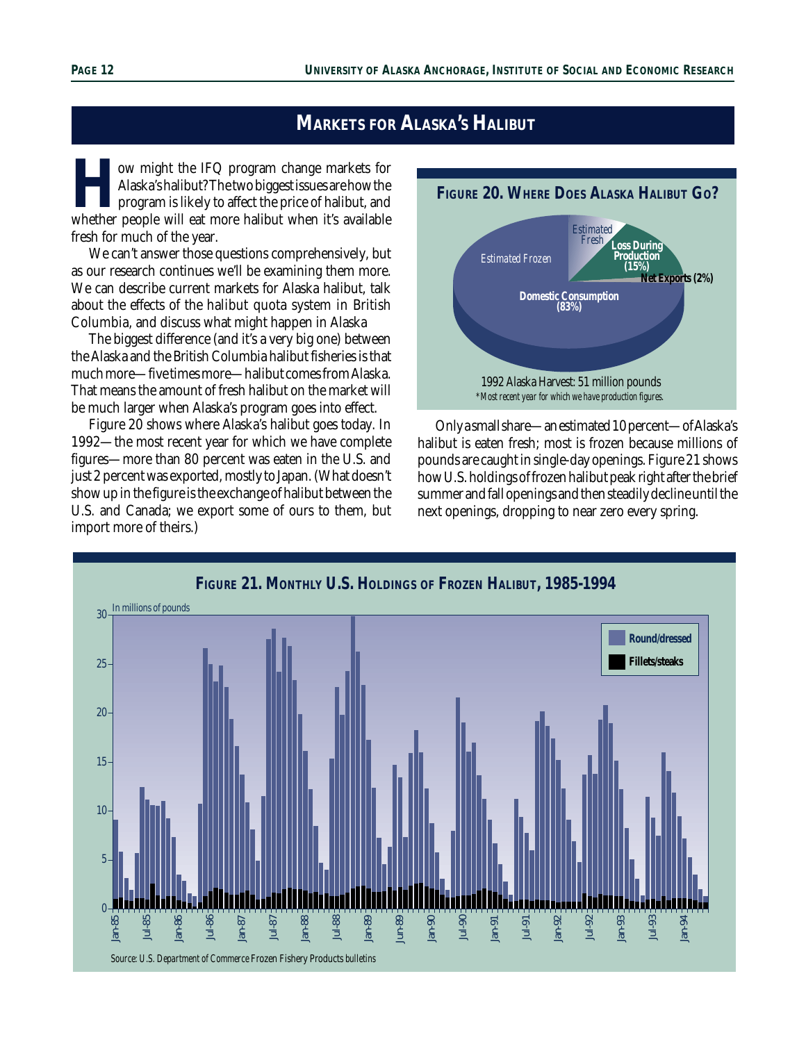## MARKETS FOR ALASKA'S HALIBUT

How might the IFQ program change markets for Alaska's halibut? The two biggest issues are how the program is likely to affect the price of halibut, and whether people will eat more halibut when it's available fresh for much of the year.

We can't answer those questions comprehensively, but as our research continues we'll be examining them more. We can describe current markets for Alaska halibut, talk about the effects of the halibut quota system in British Columbia, and discuss what might happen in Alaska

The biggest difference (and it's a very big one) between the Alaska and the British Columbia halibut fisheries is that much more—five times more—halibut comes from Alaska. That means the amount of fresh halibut on the market will be much larger when Alaska's program goes into effect.

Figure 20 shows where Alaska's halibut goes today. In 1992—the most recent year for which we have complete figures—more than 80 percent was eaten in the U.S. and just 2 percent was exported, mostly to Japan. (What doesn't show up in the figure is the exchange of halibut between the U.S. and Canada; we export some of ours to them, but import more of theirs.)

**FIGURE 20. WHERE DOES ALASKA HALIBUT GO?**

Estimated Frozen; Estimated Fresh; Loss During Production (15%); Net Exports (2%); Domestic Consumption (83%)

1992 Alaska Harvest: 51 million pounds

*Most recent year for which we have production figures.*

Only a small share—an estimated 10 percent—of Alaska's halibut is eaten fresh; most is frozen because millions of pounds are caught in single-day openings. Figure 21 shows how U.S. holdings of frozen halibut peak right after the brief summer and fall openings and then steadily decline until the next openings, dropping to near zero every spring.

**FIGURE 21. MONTHLY U.S. HOLDINGS OF FROZEN HALIBUT, 1985-1994**

In millions of pounds. Round/dressed; Fillets/steaks

Source: U.S. Department of Commerce Frozen Fishery Products bulletins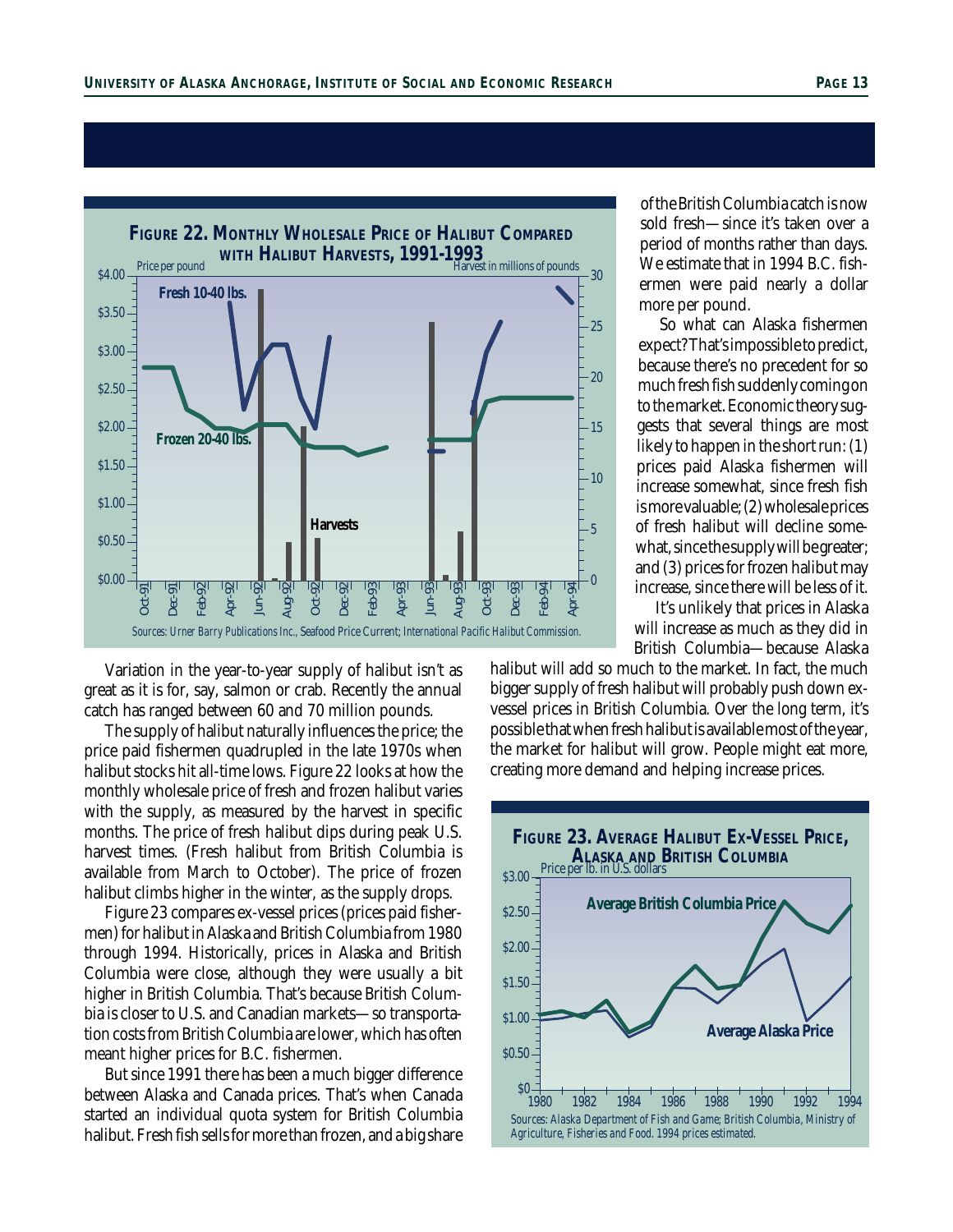**FIGURE 22. MONTHLY WHOLESALE PRICE OF HALIBUT COMPARED WITH HALIBUT HARVESTS, 1991-1993**

Sources: Urner Barry Publications Inc., Seafood Price Current; International Pacific Halibut Commission.

Variation in the year-to-year supply of halibut isn't as great as it is for, say, salmon or crab. Recently the annual catch has ranged between 60 and 70 million pounds.

The supply of halibut naturally influences the price; the price paid fishermen quadrupled in the late 1970s when halibut stocks hit all-time lows. Figure 22 looks at how the monthly wholesale price of fresh and frozen halibut varies with the supply, as measured by the harvest in specific months. The price of fresh halibut dips during peak U.S. harvest times. (Fresh halibut from British Columbia is available from March to October). The price of frozen halibut climbs higher in the winter, as the supply drops.

Figure 23 compares ex-vessel prices (prices paid fishermen) for halibut in Alaska and British Columbia from 1980 through 1994. Historically, prices in Alaska and British Columbia were close, although they were usually a bit higher in British Columbia. That's because British Columbia is closer to U.S. and Canadian markets—so transportation costs from British Columbia are lower, which has often meant higher prices for B.C. fishermen.

But since 1991 there has been a much bigger difference between Alaska and Canada prices. That's when Canada started an individual quota system for British Columbia halibut. Fresh fish sells for more than frozen, and a big share of the British Columbia catch is now sold fresh—since it's taken over a period of months rather than days. We estimate that in 1994 B.C. fishermen were paid nearly a dollar more per pound.

So what can Alaska fishermen expect? That's impossible to predict, because there's no precedent for so much fresh fish suddenly coming on to the market. Economic theory suggests that several things are most likely to happen in the short run: (1) prices paid Alaska fishermen will increase somewhat, since fresh fish is more valuable; (2) wholesale prices of fresh halibut will decline somewhat, since the supply will be greater; and (3) prices for frozen halibut may increase, since there will be less of it.

It's unlikely that prices in Alaska will increase as much as they did in British Columbia—because Alaska halibut will add so much to the market. In fact, the much bigger supply of fresh halibut will probably push down ex-vessel prices in British Columbia. Over the long term, it's possible that when fresh halibut is available most of the year, the market for halibut will grow. People might eat more, creating more demand and helping increase prices.

**FIGURE 23. AVERAGE HALIBUT EX-VESSEL PRICE, ALASKA AND BRITISH COLUMBIA**

Sources: Alaska Department of Fish and Game; British Columbia, Ministry of Agriculture, Fisheries and Food. 1994 prices estimated.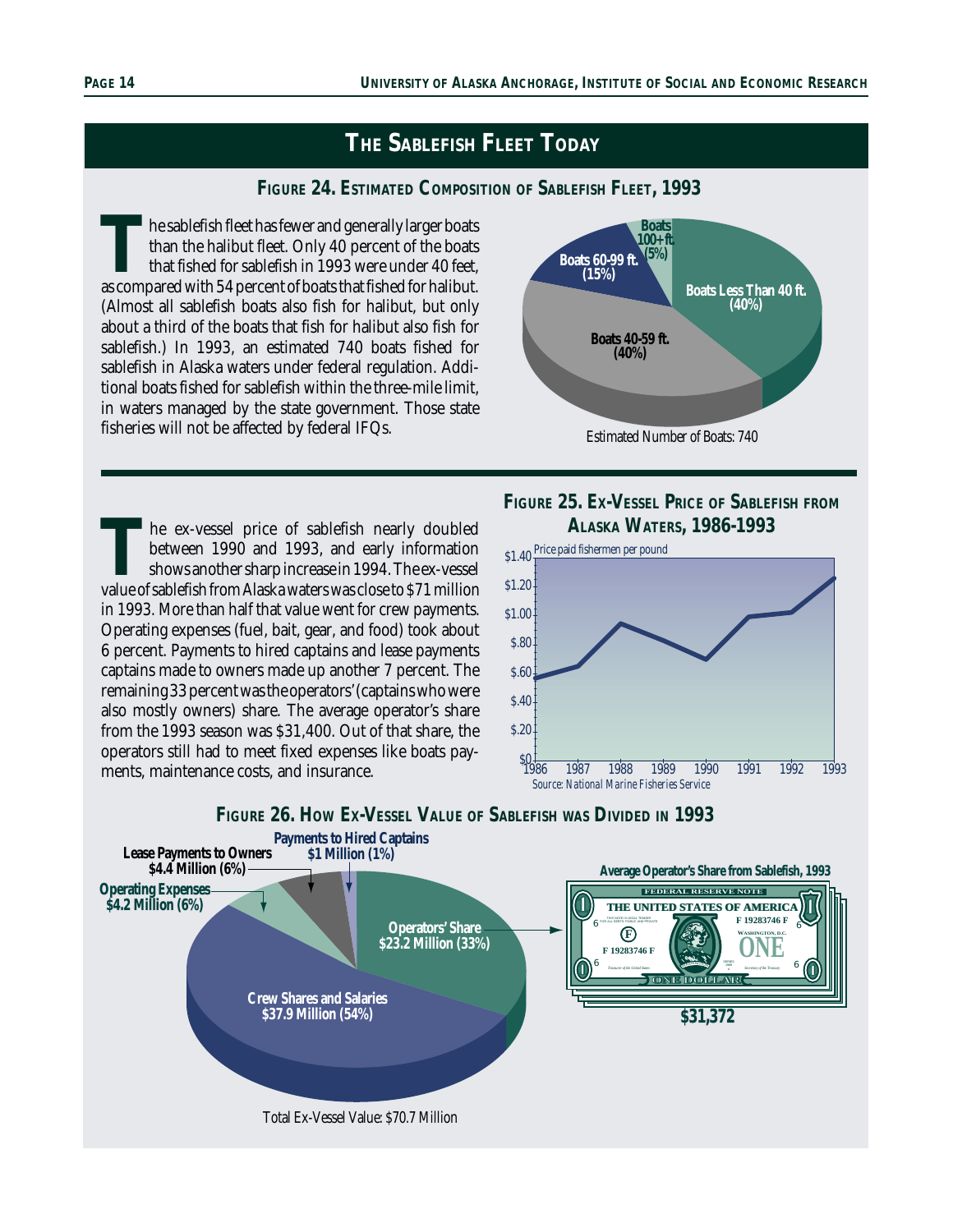# The Sablefish Fleet Today

## Figure 24. Estimated Composition of Sablefish Fleet, 1993

The sablefish fleet has fewer and generally larger boats than the halibut fleet. Only 40 percent of the boats that fished for sablefish in 1993 were under 40 feet, as compared with 54 percent of boats that fished for halibut. (Almost all sablefish boats also fish for halibut, but only about a third of the boats that fish for halibut also fish for sablefish.) In 1993, an estimated 740 boats fished for sablefish in Alaska waters under federal regulation. Additional boats fished for sablefish within the three-mile limit, in waters managed by the state government. Those state fisheries will not be affected by federal IFQs.

Boats Less Than 40 ft. (40%)
Boats 40-59 ft. (40%)
Boats 60-99 ft. (15%)
Boats 100+ ft. (5%)

Estimated Number of Boats: 740

The ex-vessel price of sablefish nearly doubled between 1990 and 1993, and early information shows another sharp increase in 1994. The ex-vessel value of sablefish from Alaska waters was close to $71 million in 1993. More than half that value went for crew payments. Operating expenses (fuel, bait, gear, and food) took about 6 percent. Payments to hired captains and lease payments captains made to owners made up another 7 percent. The remaining 33 percent was the operators' (captains who were also mostly owners) share. The average operator's share from the 1993 season was $31,400. Out of that share, the operators still had to meet fixed expenses like boats payments, maintenance costs, and insurance.

## Figure 25. Ex-Vessel Price of Sablefish from Alaska Waters, 1986-1993

Price paid fishermen per pound

*Source: National Marine Fisheries Service*

## Figure 26. How Ex-Vessel Value of Sablefish was Divided in 1993

Crew Shares and Salaries $37.9 Million (54%)
Operators' Share $23.2 Million (33%)
Lease Payments to Owners $4.4 Million (6%)
Operating Expenses $4.2 Million (6%)
Payments to Hired Captains $1 Million (1%)

Average Operator's Share from Sablefish, 1993: $31,372

Total Ex-Vessel Value: $70.7 Million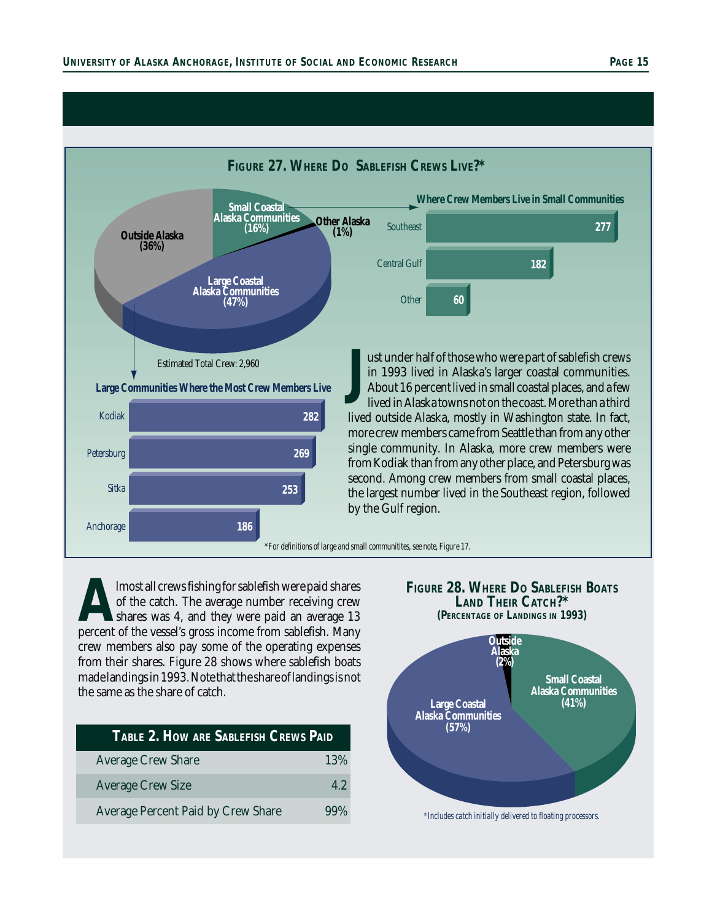## Figure 27. Where Do Sablefish Crews Live?*

Small Coastal Alaska Communities (16%)

Other Alaska (1%)

Outside Alaska (36%)

Large Coastal Alaska Communities (47%)

Estimated Total Crew: 2,960

**Where Crew Members Live in Small Communities**

| Region | Crew Members |
|---|---|
| Southeast | 277 |
| Central Gulf | 182 |
| Other | 60 |

**Large Communities Where the Most Crew Members Live**

| Community | Crew Members |
|---|---|
| Kodiak | 282 |
| Petersburg | 269 |
| Sitka | 253 |
| Anchorage | 186 |

Just under half of those who were part of sablefish crews in 1993 lived in Alaska's larger coastal communities. About 16 percent lived in small coastal places, and a few lived in Alaska towns not on the coast. More than a third lived outside Alaska, mostly in Washington state. In fact, more crew members came from Seattle than from any other single community. In Alaska, more crew members were from Kodiak than from any other place, and Petersburg was second. Among crew members from small coastal places, the largest number lived in the Southeast region, followed by the Gulf region.

*For definitions of large and small communitites, see note, Figure 17.

Almost all crews fishing for sablefish were paid shares of the catch. The average number receiving crew shares was 4, and they were paid an average 13 percent of the vessel's gross income from sablefish. Many crew members also pay some of the operating expenses from their shares. Figure 28 shows where sablefish boats made landings in 1993. Note that the share of landings is not the same as the share of catch.

| Table 2. How are Sablefish Crews Paid | |
|---|---|
| Average Crew Share | 13% |
| Average Crew Size | 4.2 |
| Average Percent Paid by Crew Share | 99% |

## Figure 28. Where Do Sablefish Boats Land Their Catch?*
**(Percentage of Landings in 1993)**

Outside Alaska (2%)

Small Coastal Alaska Communities (41%)

Large Coastal Alaska Communities (57%)

*Includes catch initially delivered to floating processors.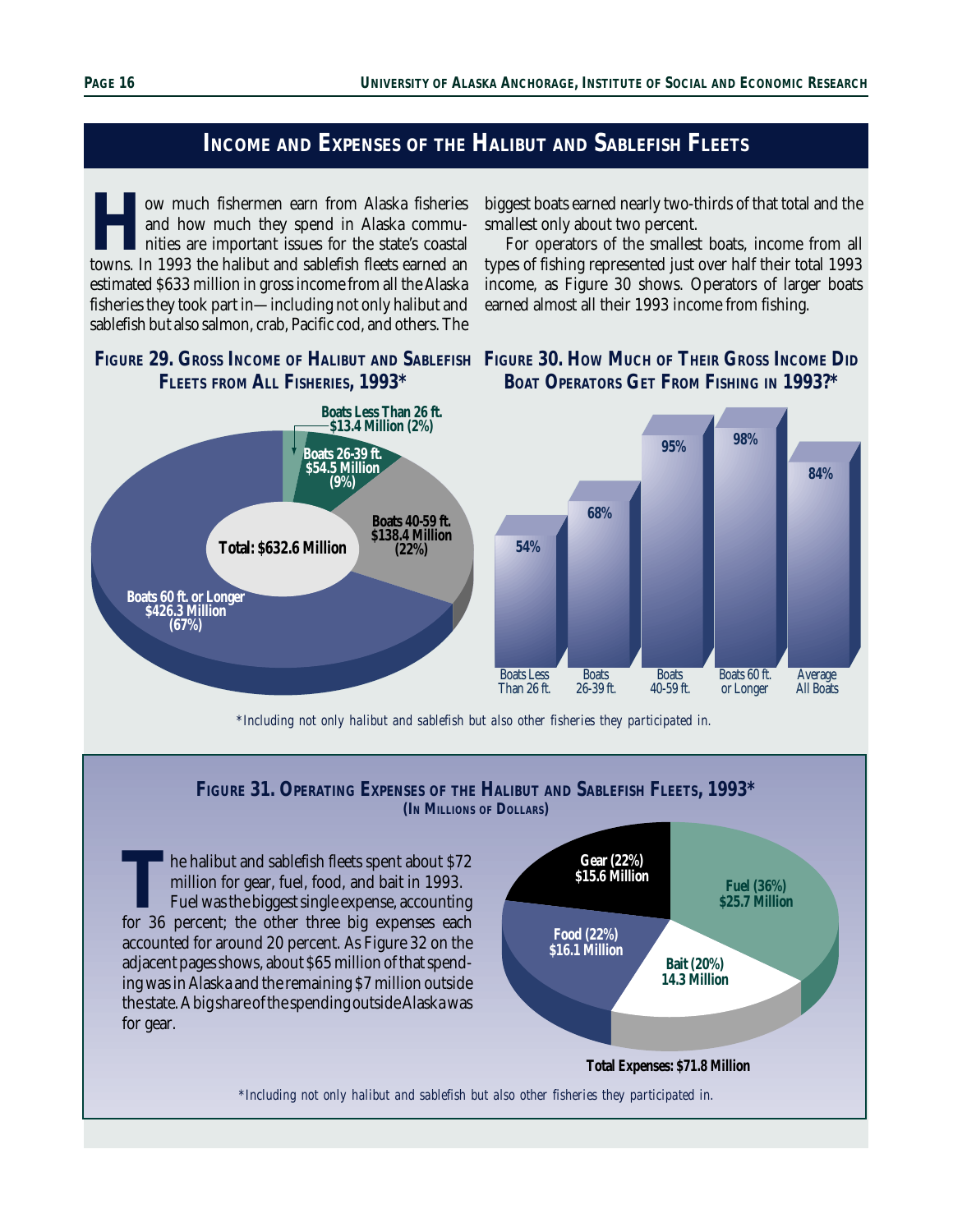## Income and Expenses of the Halibut and Sablefish Fleets

How much fishermen earn from Alaska fisheries and how much they spend in Alaska communities are important issues for the state's coastal towns. In 1993 the halibut and sablefish fleets earned an estimated $633 million in gross income from all the Alaska fisheries they took part in—including not only halibut and sablefish but also salmon, crab, Pacific cod, and others. The biggest boats earned nearly two-thirds of that total and the smallest only about two percent.

For operators of the smallest boats, income from all types of fishing represented just over half their total 1993 income, as Figure 30 shows. Operators of larger boats earned almost all their 1993 income from fishing.

**Figure 29. Gross Income of Halibut and Sablefish Fleets from All Fisheries, 1993***

| Boat size | Gross income | Share |
|---|---|---|
| Boats Less Than 26 ft. | $13.4 Million | 2% |
| Boats 26-39 ft. | $54.5 Million | 9% |
| Boats 40-59 ft. | $138.4 Million | 22% |
| Boats 60 ft. or Longer | $426.3 Million | 67% |
| Total | $632.6 Million | |

**Figure 30. How Much of Their Gross Income Did Boat Operators Get From Fishing in 1993?***

| Boats Less Than 26 ft. | Boats 26-39 ft. | Boats 40-59 ft. | Boats 60 ft. or Longer | Average All Boats |
|---|---|---|---|---|
| 54% | 68% | 95% | 98% | 84% |

*Including not only halibut and sablefish but also other fisheries they participated in.

**Figure 31. Operating Expenses of the Halibut and Sablefish Fleets, 1993***
**(In Millions of Dollars)**

The halibut and sablefish fleets spent about $72 million for gear, fuel, food, and bait in 1993. Fuel was the biggest single expense, accounting for 36 percent; the other three big expenses each accounted for around 20 percent. As Figure 32 on the adjacent pages shows, about $65 million of that spending was in Alaska and the remaining $7 million outside the state. A big share of the spending outside Alaska was for gear.

| Expense | Amount | Share |
|---|---|---|
| Fuel | $25.7 Million | 36% |
| Gear | $15.6 Million | 22% |
| Food | $16.1 Million | 22% |
| Bait | 14.3 Million | 20% |

**Total Expenses: $71.8 Million**

*Including not only halibut and sablefish but also other fisheries they participated in.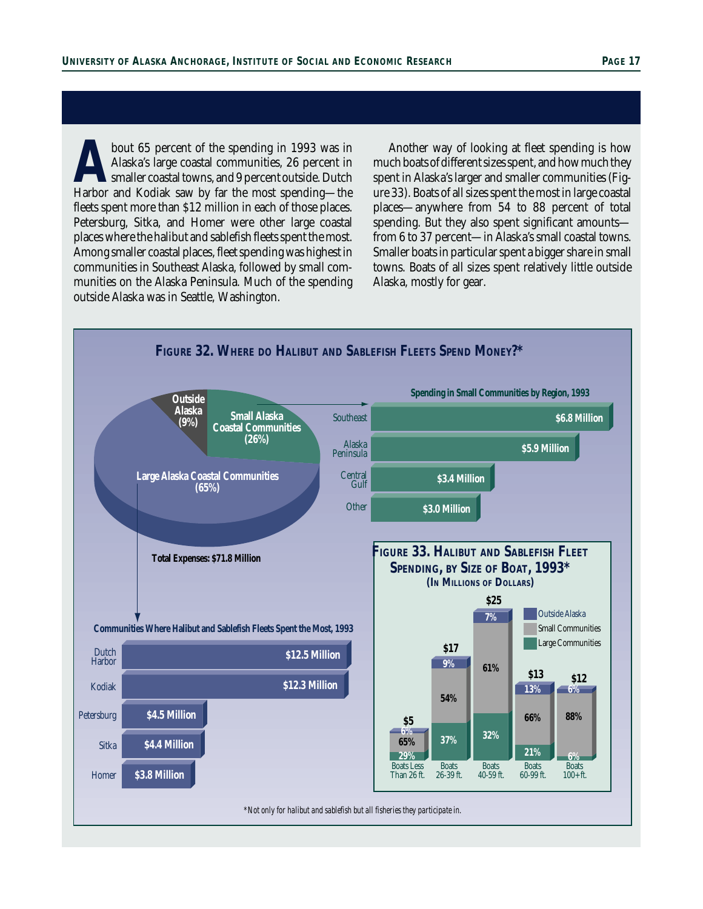About 65 percent of the spending in 1993 was in Alaska's large coastal communities, 26 percent in smaller coastal towns, and 9 percent outside. Dutch Harbor and Kodiak saw by far the most spending—the fleets spent more than $12 million in each of those places. Petersburg, Sitka, and Homer were other large coastal places where the halibut and sablefish fleets spent the most. Among smaller coastal places, fleet spending was highest in communities in Southeast Alaska, followed by small communities on the Alaska Peninsula. Much of the spending outside Alaska was in Seattle, Washington.

Another way of looking at fleet spending is how much boats of different sizes spent, and how much they spent in Alaska's larger and smaller communities (Figure 33). Boats of all sizes spent the most in large coastal places—anywhere from 54 to 88 percent of total spending. But they also spent significant amounts—from 6 to 37 percent—in Alaska's small coastal towns. Smaller boats in particular spent a bigger share in small towns. Boats of all sizes spent relatively little outside Alaska, mostly for gear.

## Figure 32. Where do Halibut and Sablefish Fleets Spend Money?*

Total Expenses: $71.8 Million

| Location | Share |
|---|---|
| Large Alaska Coastal Communities | 65% |
| Small Alaska Coastal Communities | 26% |
| Outside Alaska | 9% |

**Spending in Small Communities by Region, 1993**

| Region | Spending |
|---|---|
| Southeast | $6.8 Million |
| Alaska Peninsula | $5.9 Million |
| Central Gulf | $3.4 Million |
| Other | $3.0 Million |

**Communities Where Halibut and Sablefish Fleets Spent the Most, 1993**

| Community | Spending |
|---|---|
| Dutch Harbor | $12.5 Million |
| Kodiak | $12.3 Million |
| Petersburg | $4.5 Million |
| Sitka | $4.4 Million |
| Homer | $3.8 Million |

## Figure 33. Halibut and Sablefish Fleet Spending, by Size of Boat, 1993*

(In Millions of Dollars)

| Boat size | Total | Outside Alaska | Small Communities | Large Communities |
|---|---|---|---|---|
| Boats Less Than 26 ft. | $5 | 6% | 65% | 29% |
| Boats 26-39 ft. | $17 | 9% | 54% | 37% |
| Boats 40-59 ft. | $25 | 7% | 61% | 32% |
| Boats 60-99 ft. | $13 | 13% | 66% | 21% |
| Boats 100+ ft. | $12 | 6% | 88% | 6% |

*Not only for halibut and sablefish but all fisheries they participate in.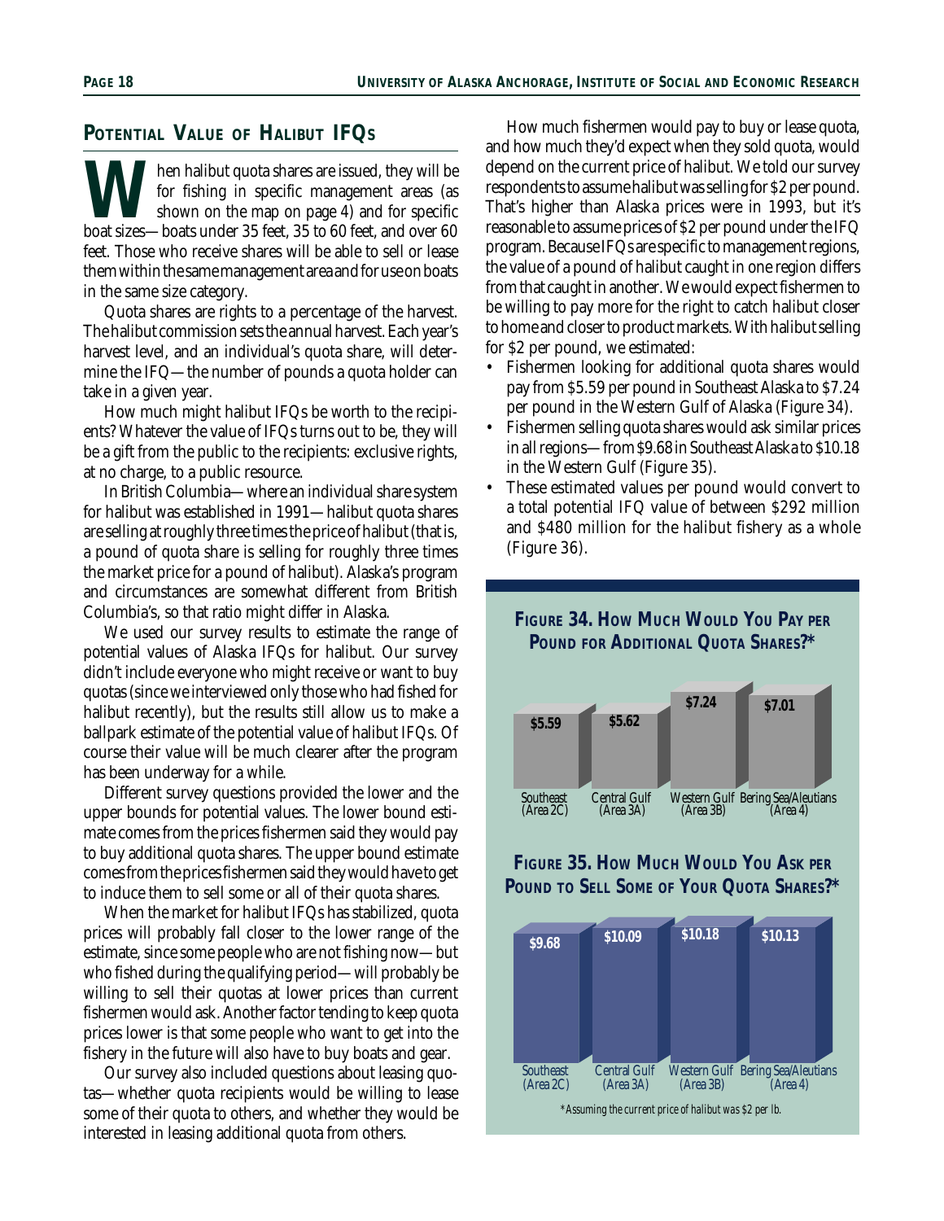## Potential Value of Halibut IFQs

When halibut quota shares are issued, they will be for fishing in specific management areas (as shown on the map on page 4) and for specific boat sizes—boats under 35 feet, 35 to 60 feet, and over 60 feet. Those who receive shares will be able to sell or lease them within the same management area and for use on boats in the same size category.

Quota shares are rights to a percentage of the harvest. The halibut commission sets the annual harvest. Each year's harvest level, and an individual's quota share, will determine the IFQ—the number of pounds a quota holder can take in a given year.

How much might halibut IFQs be worth to the recipients? Whatever the value of IFQs turns out to be, they will be a gift from the public to the recipients: exclusive rights, at no charge, to a public resource.

In British Columbia—where an individual share system for halibut was established in 1991—halibut quota shares are selling at roughly three times the price of halibut (that is, a pound of quota share is selling for roughly three times the market price for a pound of halibut). Alaska's program and circumstances are somewhat different from British Columbia's, so that ratio might differ in Alaska.

We used our survey results to estimate the range of potential values of Alaska IFQs for halibut. Our survey didn't include everyone who might receive or want to buy quotas (since we interviewed only those who had fished for halibut recently), but the results still allow us to make a ballpark estimate of the potential value of halibut IFQs. Of course their value will be much clearer after the program has been underway for a while.

Different survey questions provided the lower and the upper bounds for potential values. The lower bound estimate comes from the prices fishermen said they would pay to buy additional quota shares. The upper bound estimate comes from the prices fishermen said they would have to get to induce them to sell some or all of their quota shares.

When the market for halibut IFQs has stabilized, quota prices will probably fall closer to the lower range of the estimate, since some people who are not fishing now—but who fished during the qualifying period—will probably be willing to sell their quotas at lower prices than current fishermen would ask. Another factor tending to keep quota prices lower is that some people who want to get into the fishery in the future will also have to buy boats and gear.

Our survey also included questions about leasing quotas—whether quota recipients would be willing to lease some of their quota to others, and whether they would be interested in leasing additional quota from others.

How much fishermen would pay to buy or lease quota, and how much they'd expect when they sold quota, would depend on the current price of halibut. We told our survey respondents to assume halibut was selling for $2 per pound. That's higher than Alaska prices were in 1993, but it's reasonable to assume prices of $2 per pound under the IFQ program. Because IFQs are specific to management regions, the value of a pound of halibut caught in one region differs from that caught in another. We would expect fishermen to be willing to pay more for the right to catch halibut closer to home and closer to product markets. With halibut selling for $2 per pound, we estimated:

- Fishermen looking for additional quota shares would pay from $5.59 per pound in Southeast Alaska to $7.24 per pound in the Western Gulf of Alaska (Figure 34).
- Fishermen selling quota shares would ask similar prices in all regions—from $9.68 in Southeast Alaska to $10.18 in the Western Gulf (Figure 35).
- These estimated values per pound would convert to a total potential IFQ value of between $292 million and $480 million for the halibut fishery as a whole (Figure 36).

**Figure 34. How Much Would You Pay per Pound for Additional Quota Shares?***

| Southeast (Area 2C) | Central Gulf (Area 3A) | Western Gulf (Area 3B) | Bering Sea/Aleutians (Area 4) |
|---|---|---|---|
| $5.59 | $5.62 | $7.24 | $7.01 |

**Figure 35. How Much Would You Ask per Pound to Sell Some of Your Quota Shares?***

| Southeast (Area 2C) | Central Gulf (Area 3A) | Western Gulf (Area 3B) | Bering Sea/Aleutians (Area 4) |
|---|---|---|---|
| $9.68 | $10.09 | $10.18 | $10.13 |

*\*Assuming the current price of halibut was $2 per lb.*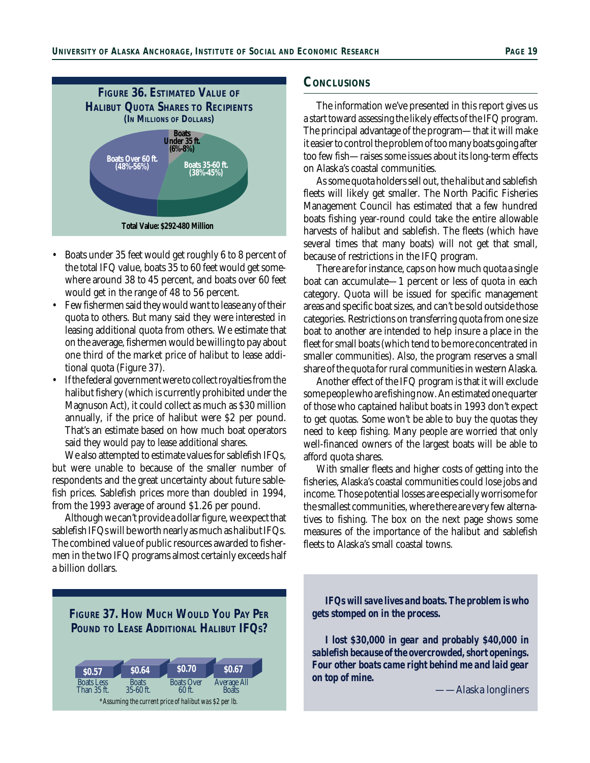**Figure 36. Estimated Value of Halibut Quota Shares to Recipients (In Millions of Dollars)**

| Category | Share |
|---|---|
| Boats Under 35 ft. | (6%-8%) |
| Boats 35-60 ft. | (38%-45%) |
| Boats Over 60 ft. | (48%-56%) |

Total Value: $292-480 Million

- Boats under 35 feet would get roughly 6 to 8 percent of the total IFQ value, boats 35 to 60 feet would get somewhere around 38 to 45 percent, and boats over 60 feet would get in the range of 48 to 56 percent.
- Few fishermen said they would want to lease any of their quota to others. But many said they were interested in leasing additional quota from others. We estimate that on the average, fishermen would be willing to pay about one third of the market price of halibut to lease additional quota (Figure 37).
- If the federal government were to collect royalties from the halibut fishery (which is currently prohibited under the Magnuson Act), it could collect as much as $30 million annually, if the price of halibut were $2 per pound. That's an estimate based on how much boat operators said they would pay to lease additional shares.

We also attempted to estimate values for sablefish IFQs, but were unable to because of the smaller number of respondents and the great uncertainty about future sablefish prices. Sablefish prices more than doubled in 1994, from the 1993 average of around $1.26 per pound.

Although we can't provide a dollar figure, we expect that sablefish IFQs will be worth nearly as much as halibut IFQs. The combined value of public resources awarded to fishermen in the two IFQ programs almost certainly exceeds half a billion dollars.

**Figure 37. How Much Would You Pay Per Pound to Lease Additional Halibut IFQs?**

| Boats Less Than 35 ft. | Boats 35-60 ft. | Boats Over 60 ft. | Average All Boats |
|---|---|---|---|
| $0.57 | $0.64 | $0.70 | $0.67 |

*Assuming the current price of halibut was $2 per lb.

## Conclusions

The information we've presented in this report gives us a start toward assessing the likely effects of the IFQ program. The principal advantage of the program—that it will make it easier to control the problem of too many boats going after too few fish—raises some issues about its long-term effects on Alaska's coastal communities.

As some quota holders sell out, the halibut and sablefish fleets will likely get smaller. The North Pacific Fisheries Management Council has estimated that a few hundred boats fishing year-round could take the entire allowable harvests of halibut and sablefish. The fleets (which have several times that many boats) will not get that small, because of restrictions in the IFQ program.

There are for instance, caps on how much quota a single boat can accumulate—1 percent or less of quota in each category. Quota will be issued for specific management areas and specific boat sizes, and can't be sold outside those categories. Restrictions on transferring quota from one size boat to another are intended to help insure a place in the fleet for small boats (which tend to be more concentrated in smaller communities). Also, the program reserves a small share of the quota for rural communities in western Alaska.

Another effect of the IFQ program is that it will exclude some people who are fishing now. An estimated one quarter of those who captained halibut boats in 1993 don't expect to get quotas. Some won't be able to buy the quotas they need to keep fishing. Many people are worried that only well-financed owners of the largest boats will be able to afford quota shares.

With smaller fleets and higher costs of getting into the fisheries, Alaska's coastal communities could lose jobs and income. Those potential losses are especially worrisome for the smallest communities, where there are very few alternatives to fishing. The box on the next page shows some measures of the importance of the halibut and sablefish fleets to Alaska's small coastal towns.

***IFQs will save lives and boats. The problem is who gets stomped on in the process.***

***I lost $30,000 in gear and probably $40,000 in sablefish because of the overcrowded, short openings. Four other boats came right behind me and laid gear on top of mine.***

*——Alaska longliners*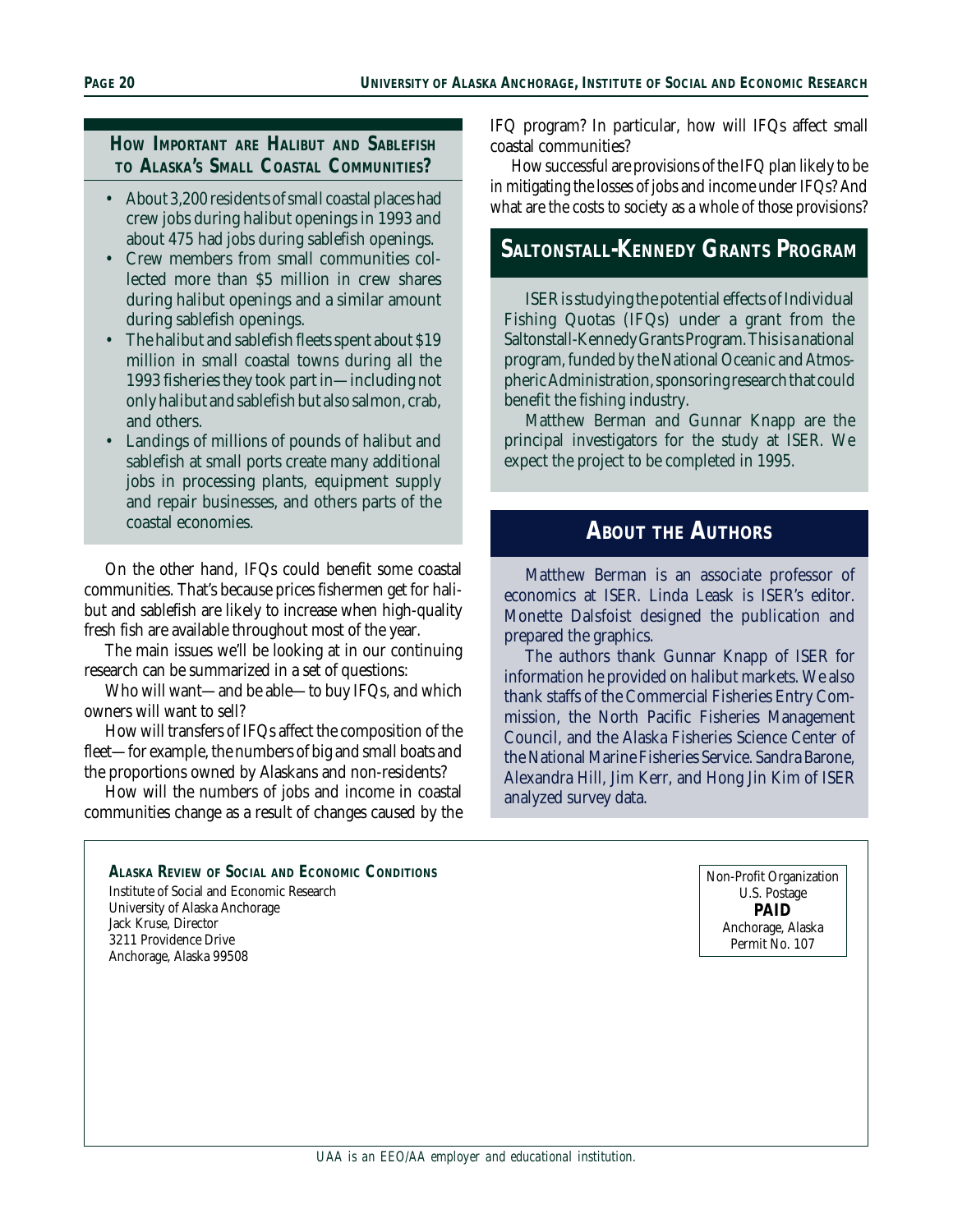## How Important are Halibut and Sablefish to Alaska's Small Coastal Communities?

- About 3,200 residents of small coastal places had crew jobs during halibut openings in 1993 and about 475 had jobs during sablefish openings.
- Crew members from small communities collected more than $5 million in crew shares during halibut openings and a similar amount during sablefish openings.
- The halibut and sablefish fleets spent about $19 million in small coastal towns during all the 1993 fisheries they took part in—including not only halibut and sablefish but also salmon, crab, and others.
- Landings of millions of pounds of halibut and sablefish at small ports create many additional jobs in processing plants, equipment supply and repair businesses, and others parts of the coastal economies.

On the other hand, IFQs could benefit some coastal communities. That's because prices fishermen get for halibut and sablefish are likely to increase when high-quality fresh fish are available throughout most of the year.

The main issues we'll be looking at in our continuing research can be summarized in a set of questions:

Who will want—and be able—to buy IFQs, and which owners will want to sell?

How will transfers of IFQs affect the composition of the fleet—for example, the numbers of big and small boats and the proportions owned by Alaskans and non-residents?

How will the numbers of jobs and income in coastal communities change as a result of changes caused by the IFQ program? In particular, how will IFQs affect small coastal communities?

How successful are provisions of the IFQ plan likely to be in mitigating the losses of jobs and income under IFQs? And what are the costs to society as a whole of those provisions?

## Saltonstall-Kennedy Grants Program

ISER is studying the potential effects of Individual Fishing Quotas (IFQs) under a grant from the Saltonstall-Kennedy Grants Program. This is a national program, funded by the National Oceanic and Atmospheric Administration, sponsoring research that could benefit the fishing industry.

Matthew Berman and Gunnar Knapp are the principal investigators for the study at ISER. We expect the project to be completed in 1995.

## About the Authors

Matthew Berman is an associate professor of economics at ISER. Linda Leask is ISER's editor. Monette Dalsfoist designed the publication and prepared the graphics.

The authors thank Gunnar Knapp of ISER for information he provided on halibut markets. We also thank staffs of the Commercial Fisheries Entry Commission, the North Pacific Fisheries Management Council, and the Alaska Fisheries Science Center of the National Marine Fisheries Service. Sandra Barone, Alexandra Hill, Jim Kerr, and Hong Jin Kim of ISER analyzed survey data.

**Alaska Review of Social and Economic Conditions**
Institute of Social and Economic Research
University of Alaska Anchorage
Jack Kruse, Director
3211 Providence Drive
Anchorage, Alaska 99508

Non-Profit Organization
U.S. Postage
**PAID**
Anchorage, Alaska
Permit No. 107

*UAA is an EEO/AA employer and educational institution.*